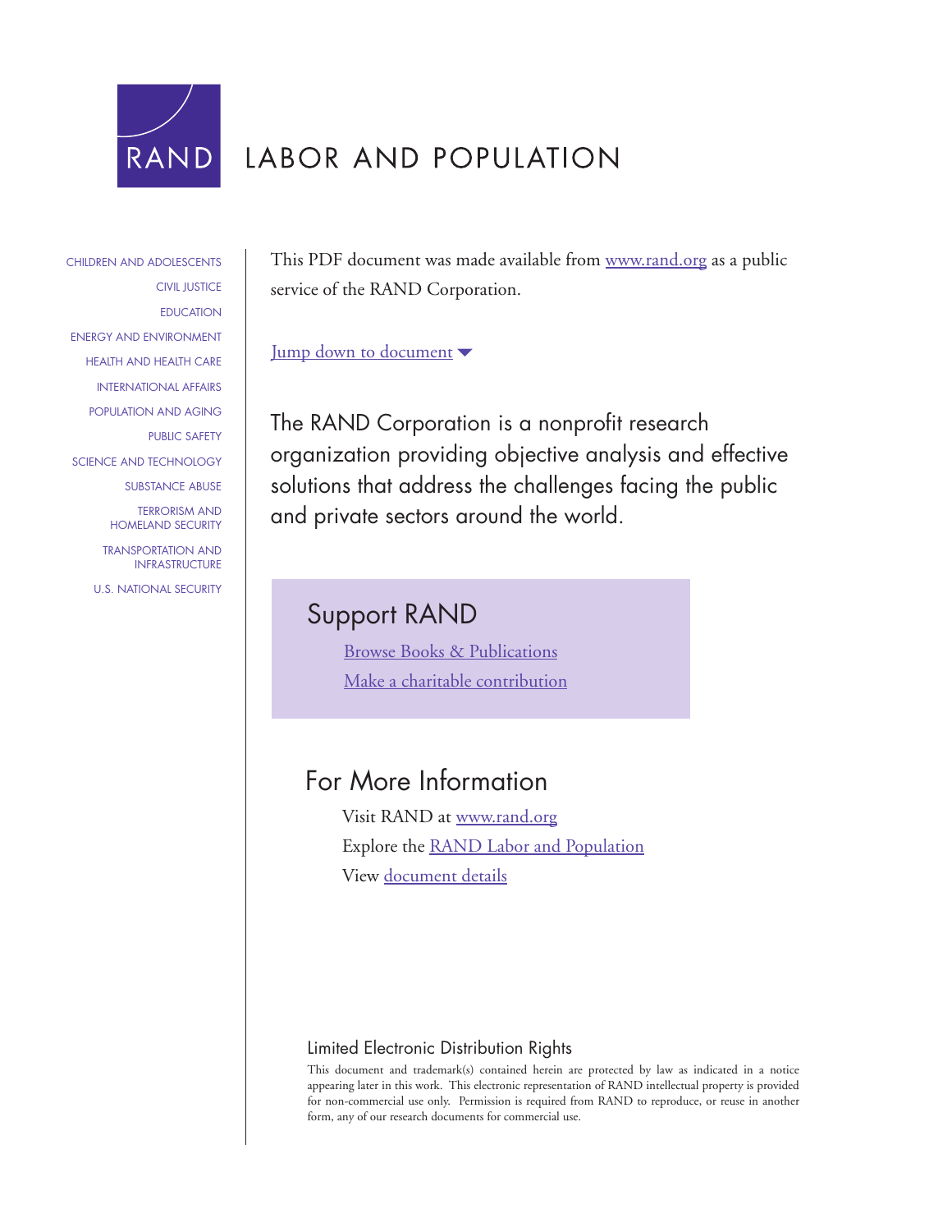RAND

# LABOR AND POPULATION

CHILDREN AND ADOLESCENTS
CIVIL JUSTICE
EDUCATION
ENERGY AND ENVIRONMENT
HEALTH AND HEALTH CARE
INTERNATIONAL AFFAIRS
POPULATION AND AGING
PUBLIC SAFETY
SCIENCE AND TECHNOLOGY
SUBSTANCE ABUSE
TERRORISM AND HOMELAND SECURITY
TRANSPORTATION AND INFRASTRUCTURE
U.S. NATIONAL SECURITY

This PDF document was made available from www.rand.org as a public service of the RAND Corporation.

Jump down to document

The RAND Corporation is a nonprofit research organization providing objective analysis and effective solutions that address the challenges facing the public and private sectors around the world.

## Support RAND

Browse Books & Publications

Make a charitable contribution

## For More Information

Visit RAND at www.rand.org

Explore the RAND Labor and Population

View document details

### Limited Electronic Distribution Rights

This document and trademark(s) contained herein are protected by law as indicated in a notice appearing later in this work. This electronic representation of RAND intellectual property is provided for non-commercial use only. Permission is required from RAND to reproduce, or reuse in another form, any of our research documents for commercial use.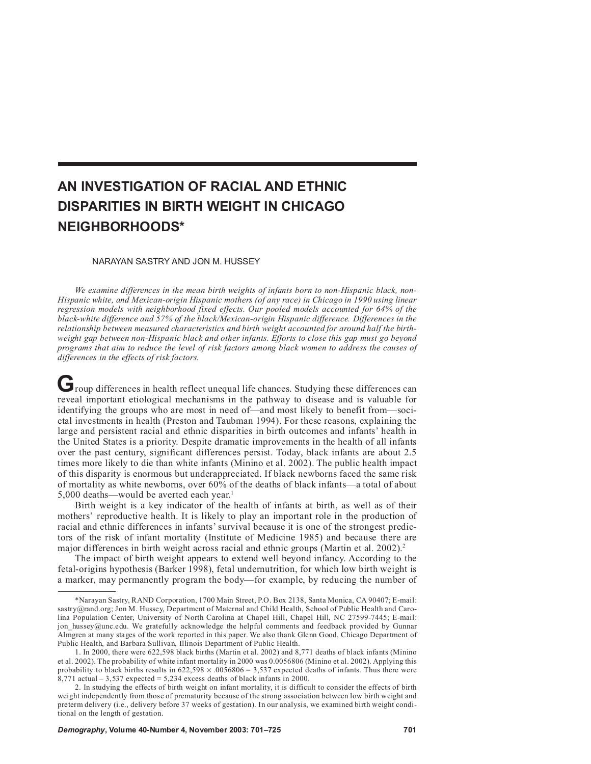# AN INVESTIGATION OF RACIAL AND ETHNIC DISPARITIES IN BIRTH WEIGHT IN CHICAGO NEIGHBORHOODS*

NARAYAN SASTRY AND JON M. HUSSEY

*We examine differences in the mean birth weights of infants born to non-Hispanic black, non-Hispanic white, and Mexican-origin Hispanic mothers (of any race) in Chicago in 1990 using linear regression models with neighborhood fixed effects. Our pooled models accounted for 64% of the black-white difference and 57% of the black/Mexican-origin Hispanic difference. Differences in the relationship between measured characteristics and birth weight accounted for around half the birth-weight gap between non-Hispanic black and other infants. Efforts to close this gap must go beyond programs that aim to reduce the level of risk factors among black women to address the causes of differences in the effects of risk factors.*

Group differences in health reflect unequal life chances. Studying these differences can reveal important etiological mechanisms in the pathway to disease and is valuable for identifying the groups who are most in need of—and most likely to benefit from—societal investments in health (Preston and Taubman 1994). For these reasons, explaining the large and persistent racial and ethnic disparities in birth outcomes and infants' health in the United States is a priority. Despite dramatic improvements in the health of all infants over the past century, significant differences persist. Today, black infants are about 2.5 times more likely to die than white infants (Minino et al. 2002). The public health impact of this disparity is enormous but underappreciated. If black newborns faced the same risk of mortality as white newborns, over 60% of the deaths of black infants—a total of about 5,000 deaths—would be averted each year.[1]

Birth weight is a key indicator of the health of infants at birth, as well as of their mothers' reproductive health. It is likely to play an important role in the production of racial and ethnic differences in infants' survival because it is one of the strongest predictors of the risk of infant mortality (Institute of Medicine 1985) and because there are major differences in birth weight across racial and ethnic groups (Martin et al. 2002).[2]

The impact of birth weight appears to extend well beyond infancy. According to the fetal-origins hypothesis (Barker 1998), fetal undernutrition, for which low birth weight is a marker, may permanently program the body—for example, by reducing the number of

---

*Narayan Sastry, RAND Corporation, 1700 Main Street, P.O. Box 2138, Santa Monica, CA 90407; E-mail: sastry@rand.org; Jon M. Hussey, Department of Maternal and Child Health, School of Public Health and Carolina Population Center, University of North Carolina at Chapel Hill, Chapel Hill, NC 27599-7445; E-mail: jon_hussey@unc.edu. We gratefully acknowledge the helpful comments and feedback provided by Gunnar Almgren at many stages of the work reported in this paper. We also thank Glenn Good, Chicago Department of Public Health, and Barbara Sullivan, Illinois Department of Public Health.

1. In 2000, there were 622,598 black births (Martin et al. 2002) and 8,771 deaths of black infants (Minino et al. 2002). The probability of white infant mortality in 2000 was 0.0056806 (Minino et al. 2002). Applying this probability to black births results in $622{,}598 \times .0056806 = 3{,}537$ expected deaths of infants. Thus there were 8,771 actual – 3,537 expected = 5,234 excess deaths of black infants in 2000.

2. In studying the effects of birth weight on infant mortality, it is difficult to consider the effects of birth weight independently from those of prematurity because of the strong association between low birth weight and preterm delivery (i.e., delivery before 37 weeks of gestation). In our analysis, we examined birth weight conditional on the length of gestation.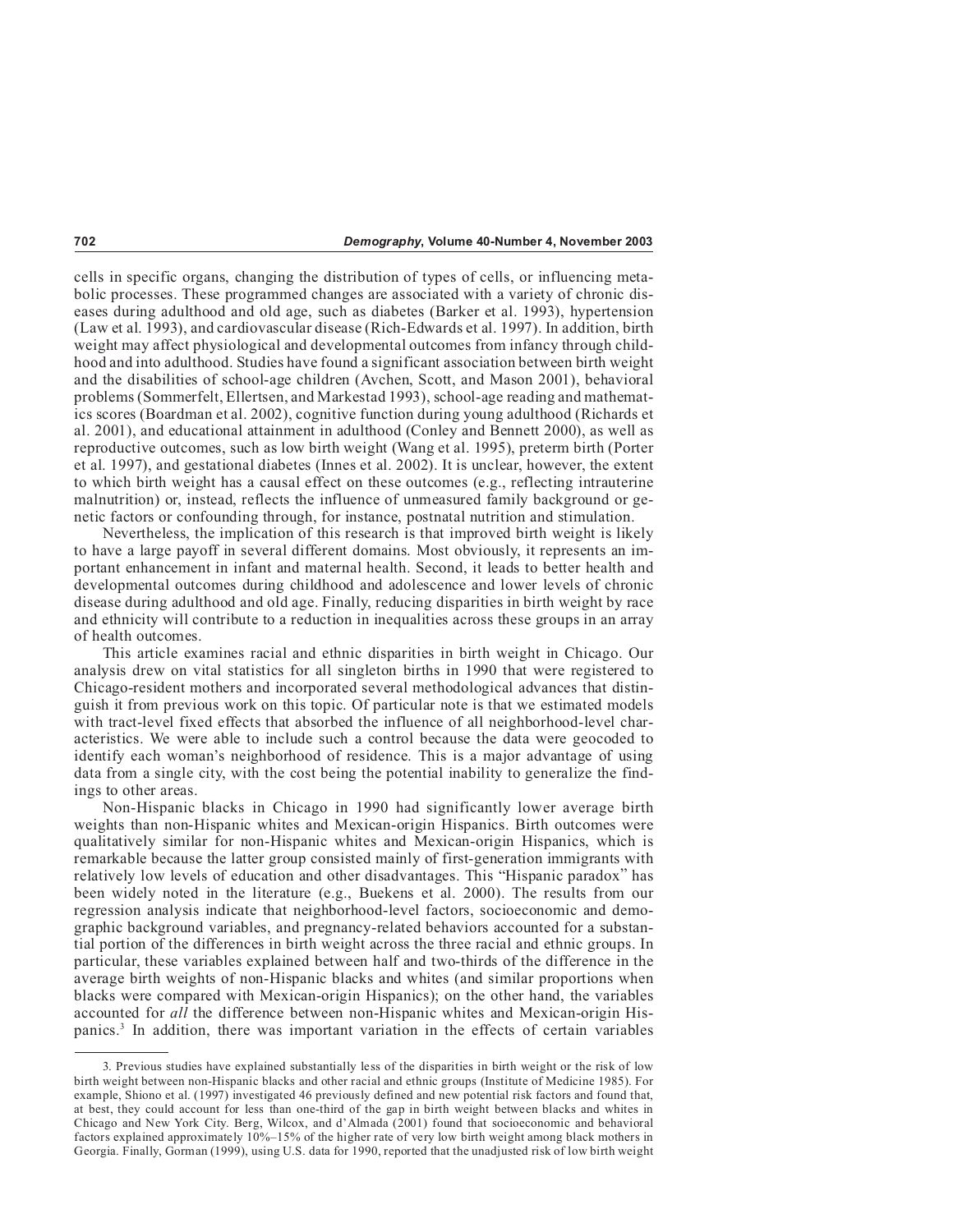cells in specific organs, changing the distribution of types of cells, or influencing metabolic processes. These programmed changes are associated with a variety of chronic diseases during adulthood and old age, such as diabetes (Barker et al. 1993), hypertension (Law et al. 1993), and cardiovascular disease (Rich-Edwards et al. 1997). In addition, birth weight may affect physiological and developmental outcomes from infancy through childhood and into adulthood. Studies have found a significant association between birth weight and the disabilities of school-age children (Avchen, Scott, and Mason 2001), behavioral problems (Sommerfelt, Ellertsen, and Markestad 1993), school-age reading and mathematics scores (Boardman et al. 2002), cognitive function during young adulthood (Richards et al. 2001), and educational attainment in adulthood (Conley and Bennett 2000), as well as reproductive outcomes, such as low birth weight (Wang et al. 1995), preterm birth (Porter et al. 1997), and gestational diabetes (Innes et al. 2002). It is unclear, however, the extent to which birth weight has a causal effect on these outcomes (e.g., reflecting intrauterine malnutrition) or, instead, reflects the influence of unmeasured family background or genetic factors or confounding through, for instance, postnatal nutrition and stimulation.

Nevertheless, the implication of this research is that improved birth weight is likely to have a large payoff in several different domains. Most obviously, it represents an important enhancement in infant and maternal health. Second, it leads to better health and developmental outcomes during childhood and adolescence and lower levels of chronic disease during adulthood and old age. Finally, reducing disparities in birth weight by race and ethnicity will contribute to a reduction in inequalities across these groups in an array of health outcomes.

This article examines racial and ethnic disparities in birth weight in Chicago. Our analysis drew on vital statistics for all singleton births in 1990 that were registered to Chicago-resident mothers and incorporated several methodological advances that distinguish it from previous work on this topic. Of particular note is that we estimated models with tract-level fixed effects that absorbed the influence of all neighborhood-level characteristics. We were able to include such a control because the data were geocoded to identify each woman's neighborhood of residence. This is a major advantage of using data from a single city, with the cost being the potential inability to generalize the findings to other areas.

Non-Hispanic blacks in Chicago in 1990 had significantly lower average birth weights than non-Hispanic whites and Mexican-origin Hispanics. Birth outcomes were qualitatively similar for non-Hispanic whites and Mexican-origin Hispanics, which is remarkable because the latter group consisted mainly of first-generation immigrants with relatively low levels of education and other disadvantages. This "Hispanic paradox" has been widely noted in the literature (e.g., Buekens et al. 2000). The results from our regression analysis indicate that neighborhood-level factors, socioeconomic and demographic background variables, and pregnancy-related behaviors accounted for a substantial portion of the differences in birth weight across the three racial and ethnic groups. In particular, these variables explained between half and two-thirds of the difference in the average birth weights of non-Hispanic blacks and whites (and similar proportions when blacks were compared with Mexican-origin Hispanics); on the other hand, the variables accounted for *all* the difference between non-Hispanic whites and Mexican-origin Hispanics.[3] In addition, there was important variation in the effects of certain variables

3. Previous studies have explained substantially less of the disparities in birth weight or the risk of low birth weight between non-Hispanic blacks and other racial and ethnic groups (Institute of Medicine 1985). For example, Shiono et al. (1997) investigated 46 previously defined and new potential risk factors and found that, at best, they could account for less than one-third of the gap in birth weight between blacks and whites in Chicago and New York City. Berg, Wilcox, and d'Almada (2001) found that socioeconomic and behavioral factors explained approximately 10%–15% of the higher rate of very low birth weight among black mothers in Georgia. Finally, Gorman (1999), using U.S. data for 1990, reported that the unadjusted risk of low birth weight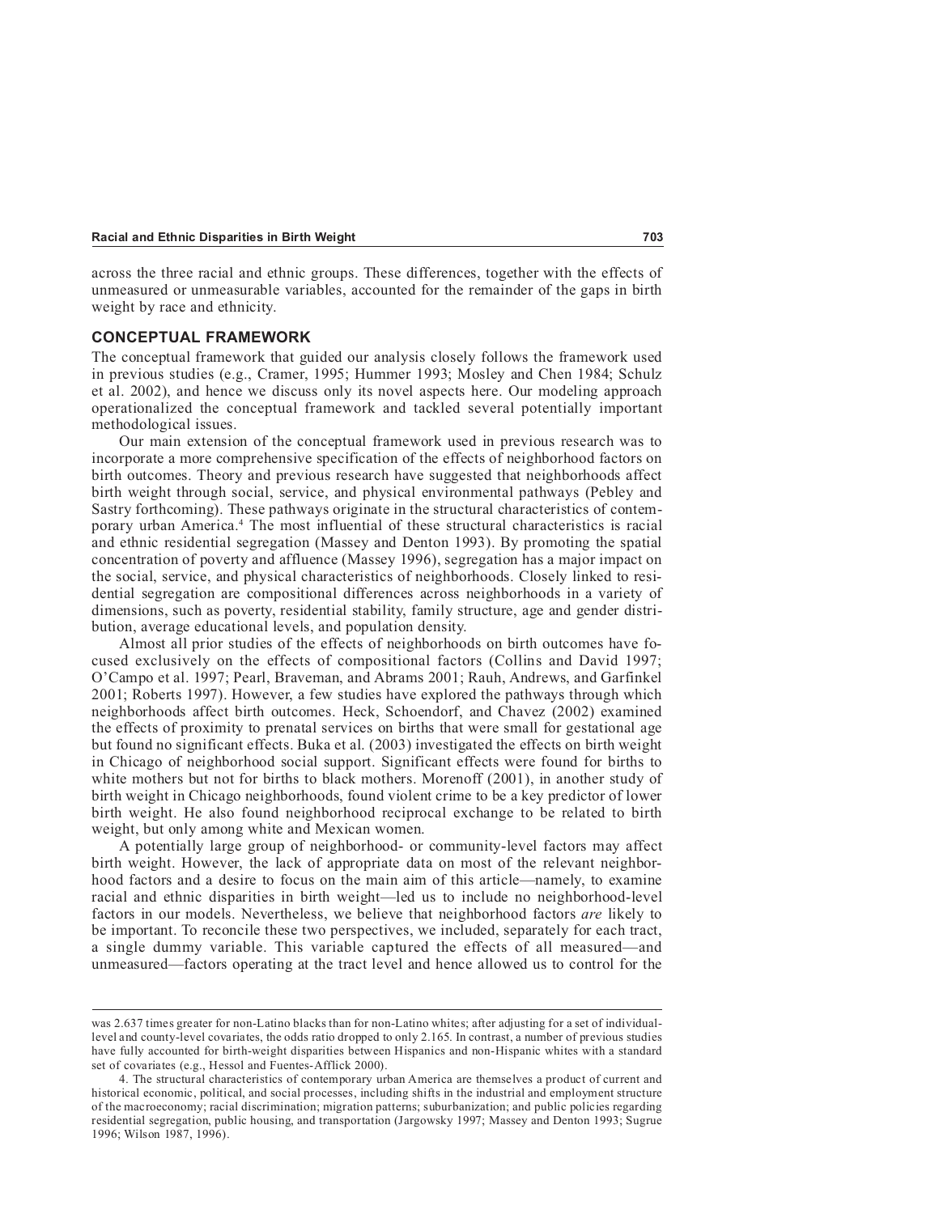across the three racial and ethnic groups. These differences, together with the effects of unmeasured or unmeasurable variables, accounted for the remainder of the gaps in birth weight by race and ethnicity.

## CONCEPTUAL FRAMEWORK

The conceptual framework that guided our analysis closely follows the framework used in previous studies (e.g., Cramer, 1995; Hummer 1993; Mosley and Chen 1984; Schulz et al. 2002), and hence we discuss only its novel aspects here. Our modeling approach operationalized the conceptual framework and tackled several potentially important methodological issues.

Our main extension of the conceptual framework used in previous research was to incorporate a more comprehensive specification of the effects of neighborhood factors on birth outcomes. Theory and previous research have suggested that neighborhoods affect birth weight through social, service, and physical environmental pathways (Pebley and Sastry forthcoming). These pathways originate in the structural characteristics of contemporary urban America.[4] The most influential of these structural characteristics is racial and ethnic residential segregation (Massey and Denton 1993). By promoting the spatial concentration of poverty and affluence (Massey 1996), segregation has a major impact on the social, service, and physical characteristics of neighborhoods. Closely linked to residential segregation are compositional differences across neighborhoods in a variety of dimensions, such as poverty, residential stability, family structure, age and gender distribution, average educational levels, and population density.

Almost all prior studies of the effects of neighborhoods on birth outcomes have focused exclusively on the effects of compositional factors (Collins and David 1997; O'Campo et al. 1997; Pearl, Braveman, and Abrams 2001; Rauh, Andrews, and Garfinkel 2001; Roberts 1997). However, a few studies have explored the pathways through which neighborhoods affect birth outcomes. Heck, Schoendorf, and Chavez (2002) examined the effects of proximity to prenatal services on births that were small for gestational age but found no significant effects. Buka et al. (2003) investigated the effects on birth weight in Chicago of neighborhood social support. Significant effects were found for births to white mothers but not for births to black mothers. Morenoff (2001), in another study of birth weight in Chicago neighborhoods, found violent crime to be a key predictor of lower birth weight. He also found neighborhood reciprocal exchange to be related to birth weight, but only among white and Mexican women.

A potentially large group of neighborhood- or community-level factors may affect birth weight. However, the lack of appropriate data on most of the relevant neighborhood factors and a desire to focus on the main aim of this article—namely, to examine racial and ethnic disparities in birth weight—led us to include no neighborhood-level factors in our models. Nevertheless, we believe that neighborhood factors *are* likely to be important. To reconcile these two perspectives, we included, separately for each tract, a single dummy variable. This variable captured the effects of all measured—and unmeasured—factors operating at the tract level and hence allowed us to control for the

---

was 2.637 times greater for non-Latino blacks than for non-Latino whites; after adjusting for a set of individual-level and county-level covariates, the odds ratio dropped to only 2.165. In contrast, a number of previous studies have fully accounted for birth-weight disparities between Hispanics and non-Hispanic whites with a standard set of covariates (e.g., Hessol and Fuentes-Afflick 2000).

4. The structural characteristics of contemporary urban America are themselves a product of current and historical economic, political, and social processes, including shifts in the industrial and employment structure of the macroeconomy; racial discrimination; migration patterns; suburbanization; and public policies regarding residential segregation, public housing, and transportation (Jargowsky 1997; Massey and Denton 1993; Sugrue 1996; Wilson 1987, 1996).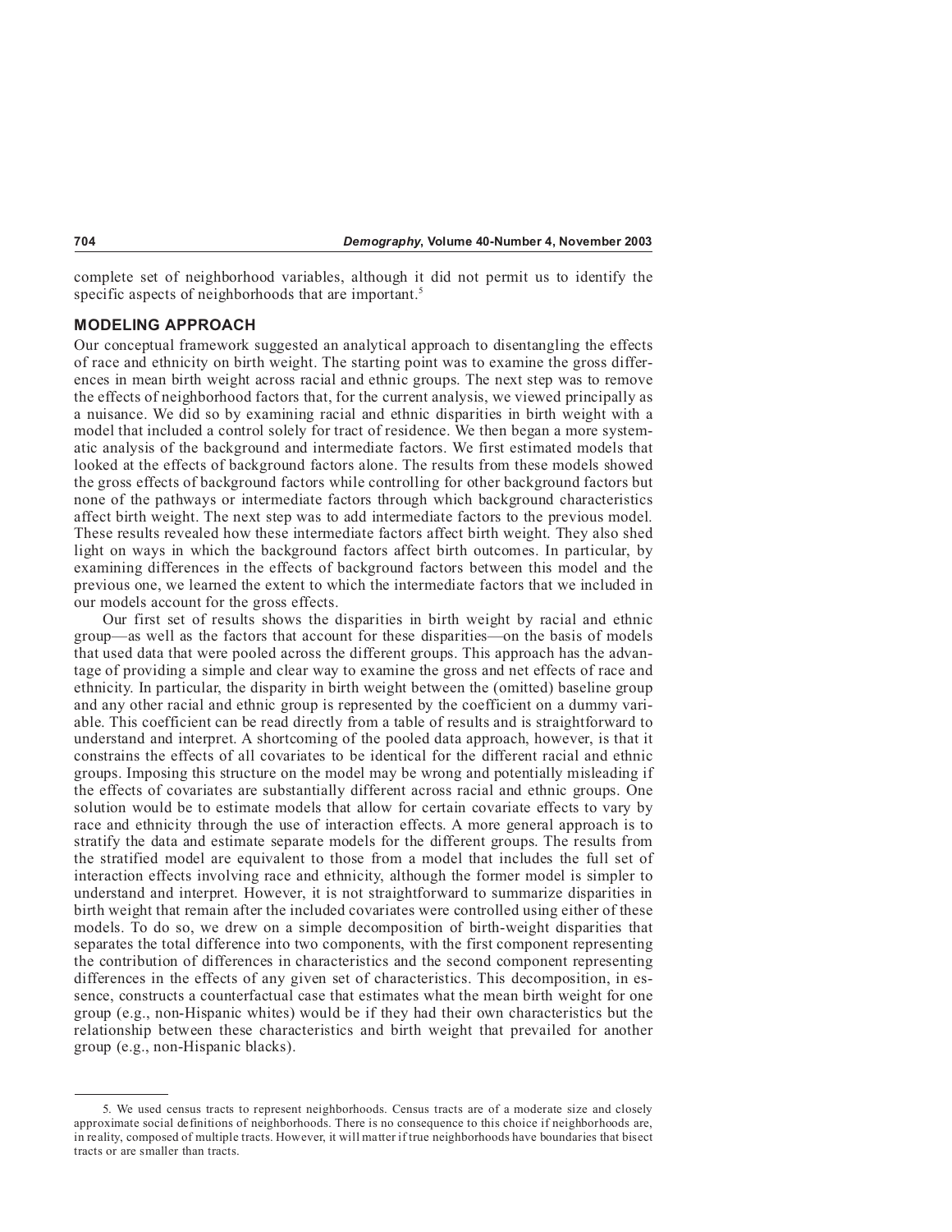complete set of neighborhood variables, although it did not permit us to identify the specific aspects of neighborhoods that are important.[5]

## MODELING APPROACH

Our conceptual framework suggested an analytical approach to disentangling the effects of race and ethnicity on birth weight. The starting point was to examine the gross differences in mean birth weight across racial and ethnic groups. The next step was to remove the effects of neighborhood factors that, for the current analysis, we viewed principally as a nuisance. We did so by examining racial and ethnic disparities in birth weight with a model that included a control solely for tract of residence. We then began a more systematic analysis of the background and intermediate factors. We first estimated models that looked at the effects of background factors alone. The results from these models showed the gross effects of background factors while controlling for other background factors but none of the pathways or intermediate factors through which background characteristics affect birth weight. The next step was to add intermediate factors to the previous model. These results revealed how these intermediate factors affect birth weight. They also shed light on ways in which the background factors affect birth outcomes. In particular, by examining differences in the effects of background factors between this model and the previous one, we learned the extent to which the intermediate factors that we included in our models account for the gross effects.

Our first set of results shows the disparities in birth weight by racial and ethnic group—as well as the factors that account for these disparities—on the basis of models that used data that were pooled across the different groups. This approach has the advantage of providing a simple and clear way to examine the gross and net effects of race and ethnicity. In particular, the disparity in birth weight between the (omitted) baseline group and any other racial and ethnic group is represented by the coefficient on a dummy variable. This coefficient can be read directly from a table of results and is straightforward to understand and interpret. A shortcoming of the pooled data approach, however, is that it constrains the effects of all covariates to be identical for the different racial and ethnic groups. Imposing this structure on the model may be wrong and potentially misleading if the effects of covariates are substantially different across racial and ethnic groups. One solution would be to estimate models that allow for certain covariate effects to vary by race and ethnicity through the use of interaction effects. A more general approach is to stratify the data and estimate separate models for the different groups. The results from the stratified model are equivalent to those from a model that includes the full set of interaction effects involving race and ethnicity, although the former model is simpler to understand and interpret. However, it is not straightforward to summarize disparities in birth weight that remain after the included covariates were controlled using either of these models. To do so, we drew on a simple decomposition of birth-weight disparities that separates the total difference into two components, with the first component representing the contribution of differences in characteristics and the second component representing differences in the effects of any given set of characteristics. This decomposition, in essence, constructs a counterfactual case that estimates what the mean birth weight for one group (e.g., non-Hispanic whites) would be if they had their own characteristics but the relationship between these characteristics and birth weight that prevailed for another group (e.g., non-Hispanic blacks).

5. We used census tracts to represent neighborhoods. Census tracts are of a moderate size and closely approximate social definitions of neighborhoods. There is no consequence to this choice if neighborhoods are, in reality, composed of multiple tracts. However, it will matter if true neighborhoods have boundaries that bisect tracts or are smaller than tracts.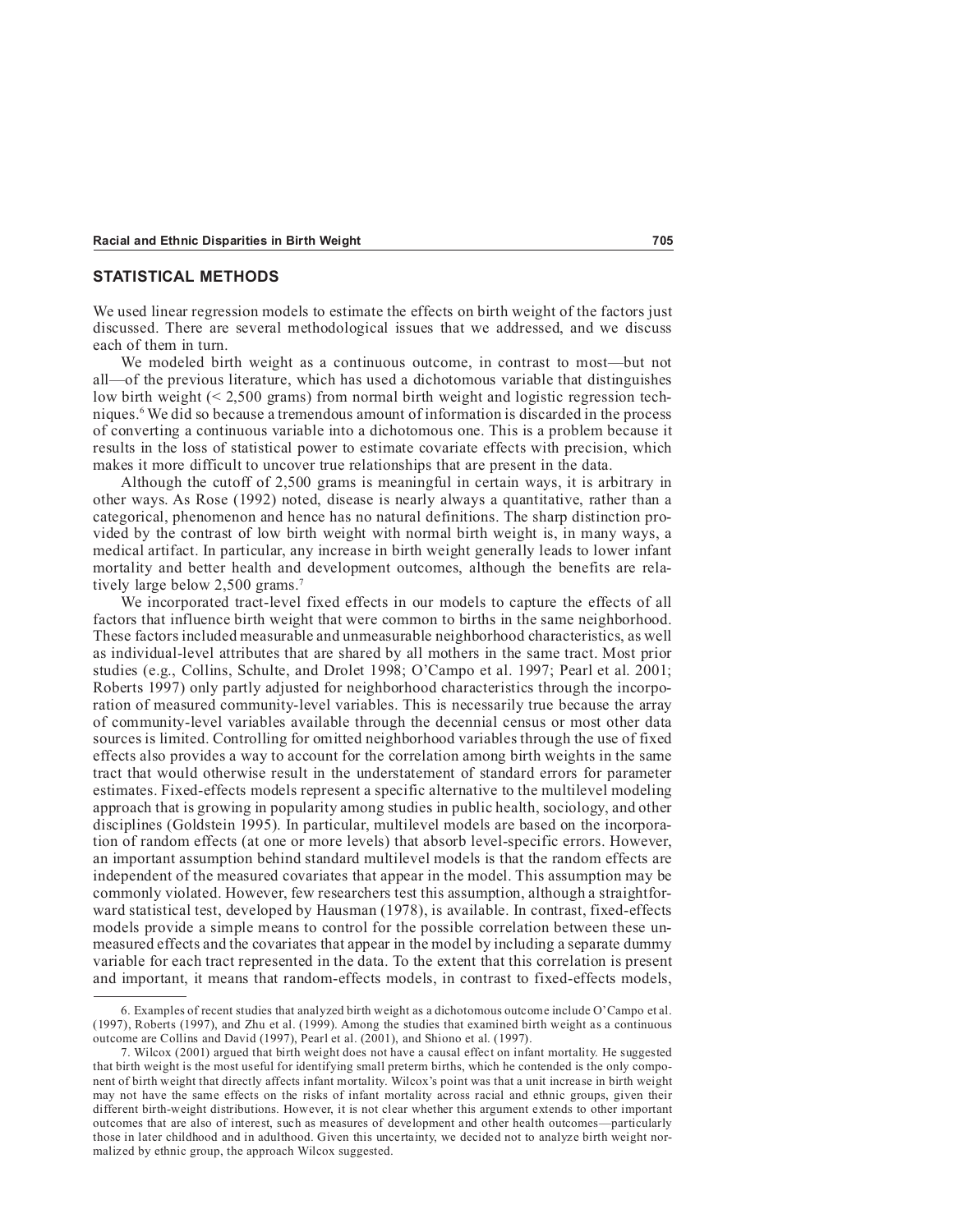## STATISTICAL METHODS

We used linear regression models to estimate the effects on birth weight of the factors just discussed. There are several methodological issues that we addressed, and we discuss each of them in turn.

We modeled birth weight as a continuous outcome, in contrast to most—but not all—of the previous literature, which has used a dichotomous variable that distinguishes low birth weight (< 2,500 grams) from normal birth weight and logistic regression techniques.[6] We did so because a tremendous amount of information is discarded in the process of converting a continuous variable into a dichotomous one. This is a problem because it results in the loss of statistical power to estimate covariate effects with precision, which makes it more difficult to uncover true relationships that are present in the data.

Although the cutoff of 2,500 grams is meaningful in certain ways, it is arbitrary in other ways. As Rose (1992) noted, disease is nearly always a quantitative, rather than a categorical, phenomenon and hence has no natural definitions. The sharp distinction provided by the contrast of low birth weight with normal birth weight is, in many ways, a medical artifact. In particular, any increase in birth weight generally leads to lower infant mortality and better health and development outcomes, although the benefits are relatively large below 2,500 grams.[7]

We incorporated tract-level fixed effects in our models to capture the effects of all factors that influence birth weight that were common to births in the same neighborhood. These factors included measurable and unmeasurable neighborhood characteristics, as well as individual-level attributes that are shared by all mothers in the same tract. Most prior studies (e.g., Collins, Schulte, and Drolet 1998; O'Campo et al. 1997; Pearl et al. 2001; Roberts 1997) only partly adjusted for neighborhood characteristics through the incorporation of measured community-level variables. This is necessarily true because the array of community-level variables available through the decennial census or most other data sources is limited. Controlling for omitted neighborhood variables through the use of fixed effects also provides a way to account for the correlation among birth weights in the same tract that would otherwise result in the understatement of standard errors for parameter estimates. Fixed-effects models represent a specific alternative to the multilevel modeling approach that is growing in popularity among studies in public health, sociology, and other disciplines (Goldstein 1995). In particular, multilevel models are based on the incorporation of random effects (at one or more levels) that absorb level-specific errors. However, an important assumption behind standard multilevel models is that the random effects are independent of the measured covariates that appear in the model. This assumption may be commonly violated. However, few researchers test this assumption, although a straightforward statistical test, developed by Hausman (1978), is available. In contrast, fixed-effects models provide a simple means to control for the possible correlation between these unmeasured effects and the covariates that appear in the model by including a separate dummy variable for each tract represented in the data. To the extent that this correlation is present and important, it means that random-effects models, in contrast to fixed-effects models,

---

6. Examples of recent studies that analyzed birth weight as a dichotomous outcome include O'Campo et al. (1997), Roberts (1997), and Zhu et al. (1999). Among the studies that examined birth weight as a continuous outcome are Collins and David (1997), Pearl et al. (2001), and Shiono et al. (1997).

7. Wilcox (2001) argued that birth weight does not have a causal effect on infant mortality. He suggested that birth weight is the most useful for identifying small preterm births, which he contended is the only component of birth weight that directly affects infant mortality. Wilcox's point was that a unit increase in birth weight may not have the same effects on the risks of infant mortality across racial and ethnic groups, given their different birth-weight distributions. However, it is not clear whether this argument extends to other important outcomes that are also of interest, such as measures of development and other health outcomes—particularly those in later childhood and in adulthood. Given this uncertainty, we decided not to analyze birth weight normalized by ethnic group, the approach Wilcox suggested.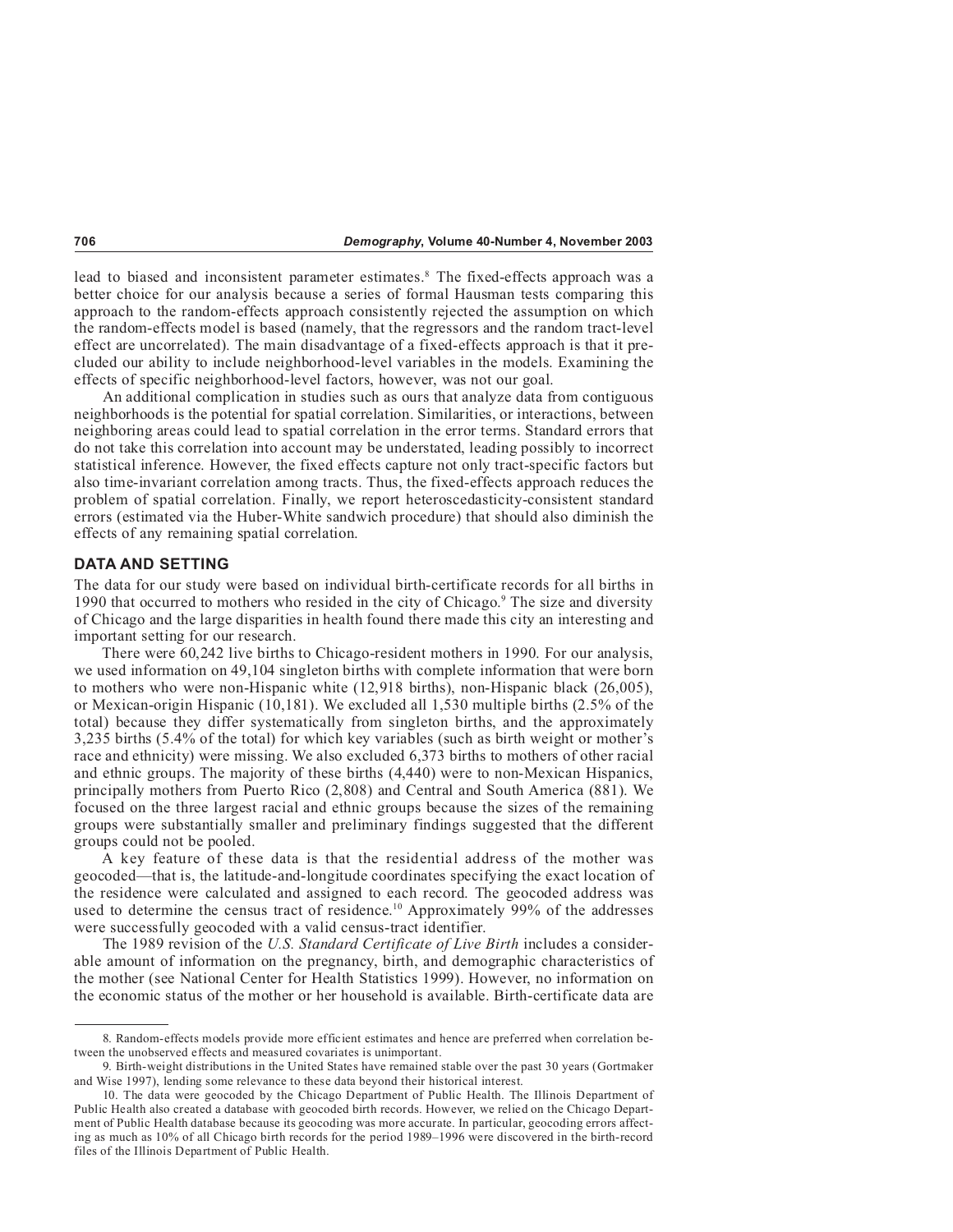lead to biased and inconsistent parameter estimates.[8] The fixed-effects approach was a better choice for our analysis because a series of formal Hausman tests comparing this approach to the random-effects approach consistently rejected the assumption on which the random-effects model is based (namely, that the regressors and the random tract-level effect are uncorrelated). The main disadvantage of a fixed-effects approach is that it precluded our ability to include neighborhood-level variables in the models. Examining the effects of specific neighborhood-level factors, however, was not our goal.

An additional complication in studies such as ours that analyze data from contiguous neighborhoods is the potential for spatial correlation. Similarities, or interactions, between neighboring areas could lead to spatial correlation in the error terms. Standard errors that do not take this correlation into account may be understated, leading possibly to incorrect statistical inference. However, the fixed effects capture not only tract-specific factors but also time-invariant correlation among tracts. Thus, the fixed-effects approach reduces the problem of spatial correlation. Finally, we report heteroscedasticity-consistent standard errors (estimated via the Huber-White sandwich procedure) that should also diminish the effects of any remaining spatial correlation.

## DATA AND SETTING

The data for our study were based on individual birth-certificate records for all births in 1990 that occurred to mothers who resided in the city of Chicago.[9] The size and diversity of Chicago and the large disparities in health found there made this city an interesting and important setting for our research.

There were 60,242 live births to Chicago-resident mothers in 1990. For our analysis, we used information on 49,104 singleton births with complete information that were born to mothers who were non-Hispanic white (12,918 births), non-Hispanic black (26,005), or Mexican-origin Hispanic (10,181). We excluded all 1,530 multiple births (2.5% of the total) because they differ systematically from singleton births, and the approximately 3,235 births (5.4% of the total) for which key variables (such as birth weight or mother's race and ethnicity) were missing. We also excluded 6,373 births to mothers of other racial and ethnic groups. The majority of these births (4,440) were to non-Mexican Hispanics, principally mothers from Puerto Rico (2,808) and Central and South America (881). We focused on the three largest racial and ethnic groups because the sizes of the remaining groups were substantially smaller and preliminary findings suggested that the different groups could not be pooled.

A key feature of these data is that the residential address of the mother was geocoded—that is, the latitude-and-longitude coordinates specifying the exact location of the residence were calculated and assigned to each record. The geocoded address was used to determine the census tract of residence.[10] Approximately 99% of the addresses were successfully geocoded with a valid census-tract identifier.

The 1989 revision of the *U.S. Standard Certificate of Live Birth* includes a considerable amount of information on the pregnancy, birth, and demographic characteristics of the mother (see National Center for Health Statistics 1999). However, no information on the economic status of the mother or her household is available. Birth-certificate data are

---

8. Random-effects models provide more efficient estimates and hence are preferred when correlation between the unobserved effects and measured covariates is unimportant.

9. Birth-weight distributions in the United States have remained stable over the past 30 years (Gortmaker and Wise 1997), lending some relevance to these data beyond their historical interest.

10. The data were geocoded by the Chicago Department of Public Health. The Illinois Department of Public Health also created a database with geocoded birth records. However, we relied on the Chicago Department of Public Health database because its geocoding was more accurate. In particular, geocoding errors affecting as much as 10% of all Chicago birth records for the period 1989–1996 were discovered in the birth-record files of the Illinois Department of Public Health.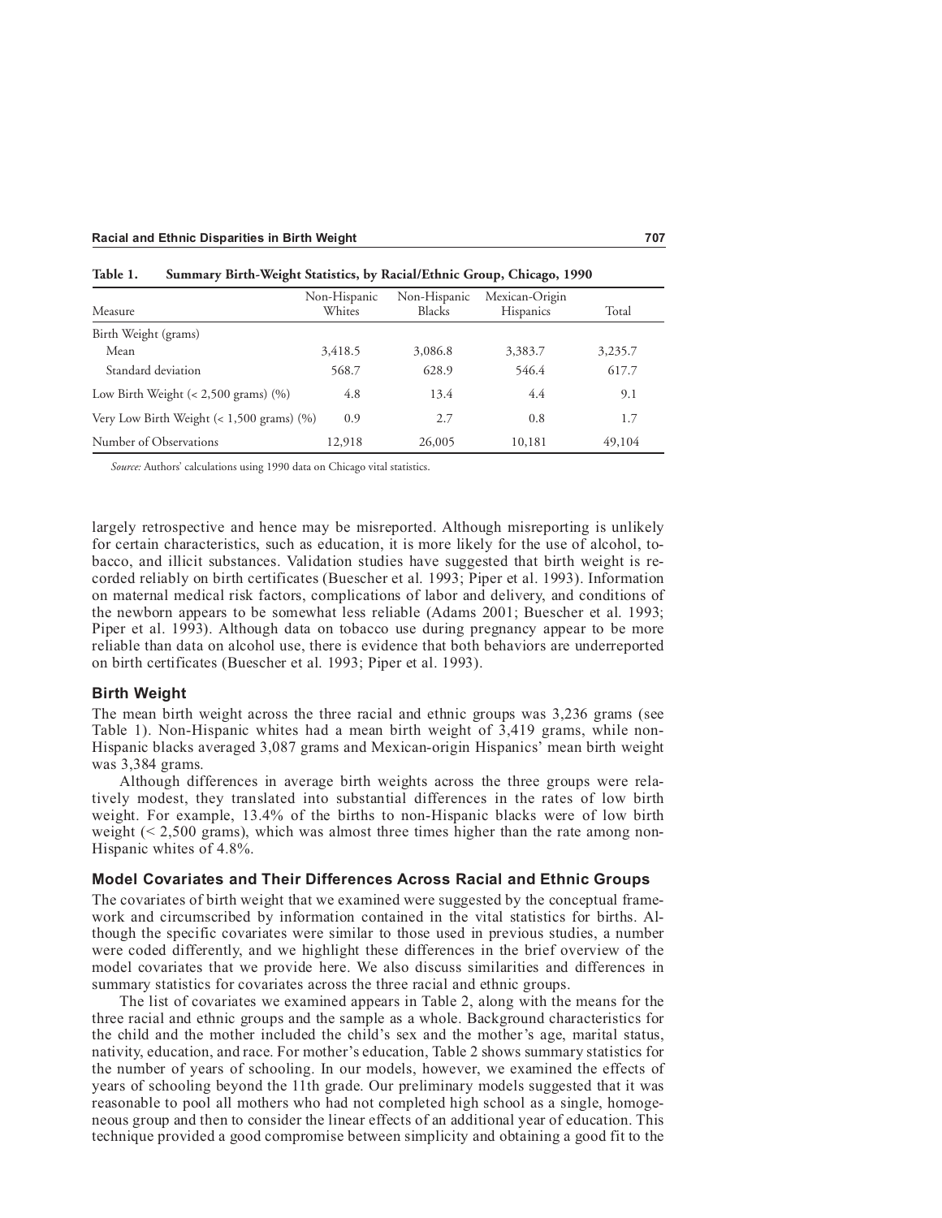**Table 1. Summary Birth-Weight Statistics, by Racial/Ethnic Group, Chicago, 1990**

| Measure | Non-Hispanic Whites | Non-Hispanic Blacks | Mexican-Origin Hispanics | Total |
|---|---|---|---|---|
| Birth Weight (grams) | | | | |
| Mean | 3,418.5 | 3,086.8 | 3,383.7 | 3,235.7 |
| Standard deviation | 568.7 | 628.9 | 546.4 | 617.7 |
| Low Birth Weight (< 2,500 grams) (%) | 4.8 | 13.4 | 4.4 | 9.1 |
| Very Low Birth Weight (< 1,500 grams) (%) | 0.9 | 2.7 | 0.8 | 1.7 |
| Number of Observations | 12,918 | 26,005 | 10,181 | 49,104 |

*Source:* Authors' calculations using 1990 data on Chicago vital statistics.

largely retrospective and hence may be misreported. Although misreporting is unlikely for certain characteristics, such as education, it is more likely for the use of alcohol, tobacco, and illicit substances. Validation studies have suggested that birth weight is recorded reliably on birth certificates (Buescher et al. 1993; Piper et al. 1993). Information on maternal medical risk factors, complications of labor and delivery, and conditions of the newborn appears to be somewhat less reliable (Adams 2001; Buescher et al. 1993; Piper et al. 1993). Although data on tobacco use during pregnancy appear to be more reliable than data on alcohol use, there is evidence that both behaviors are underreported on birth certificates (Buescher et al. 1993; Piper et al. 1993).

## Birth Weight

The mean birth weight across the three racial and ethnic groups was 3,236 grams (see Table 1). Non-Hispanic whites had a mean birth weight of 3,419 grams, while non-Hispanic blacks averaged 3,087 grams and Mexican-origin Hispanics' mean birth weight was 3,384 grams.

Although differences in average birth weights across the three groups were relatively modest, they translated into substantial differences in the rates of low birth weight. For example, 13.4% of the births to non-Hispanic blacks were of low birth weight (< 2,500 grams), which was almost three times higher than the rate among non-Hispanic whites of 4.8%.

## Model Covariates and Their Differences Across Racial and Ethnic Groups

The covariates of birth weight that we examined were suggested by the conceptual framework and circumscribed by information contained in the vital statistics for births. Although the specific covariates were similar to those used in previous studies, a number were coded differently, and we highlight these differences in the brief overview of the model covariates that we provide here. We also discuss similarities and differences in summary statistics for covariates across the three racial and ethnic groups.

The list of covariates we examined appears in Table 2, along with the means for the three racial and ethnic groups and the sample as a whole. Background characteristics for the child and the mother included the child's sex and the mother's age, marital status, nativity, education, and race. For mother's education, Table 2 shows summary statistics for the number of years of schooling. In our models, however, we examined the effects of years of schooling beyond the 11th grade. Our preliminary models suggested that it was reasonable to pool all mothers who had not completed high school as a single, homogeneous group and then to consider the linear effects of an additional year of education. This technique provided a good compromise between simplicity and obtaining a good fit to the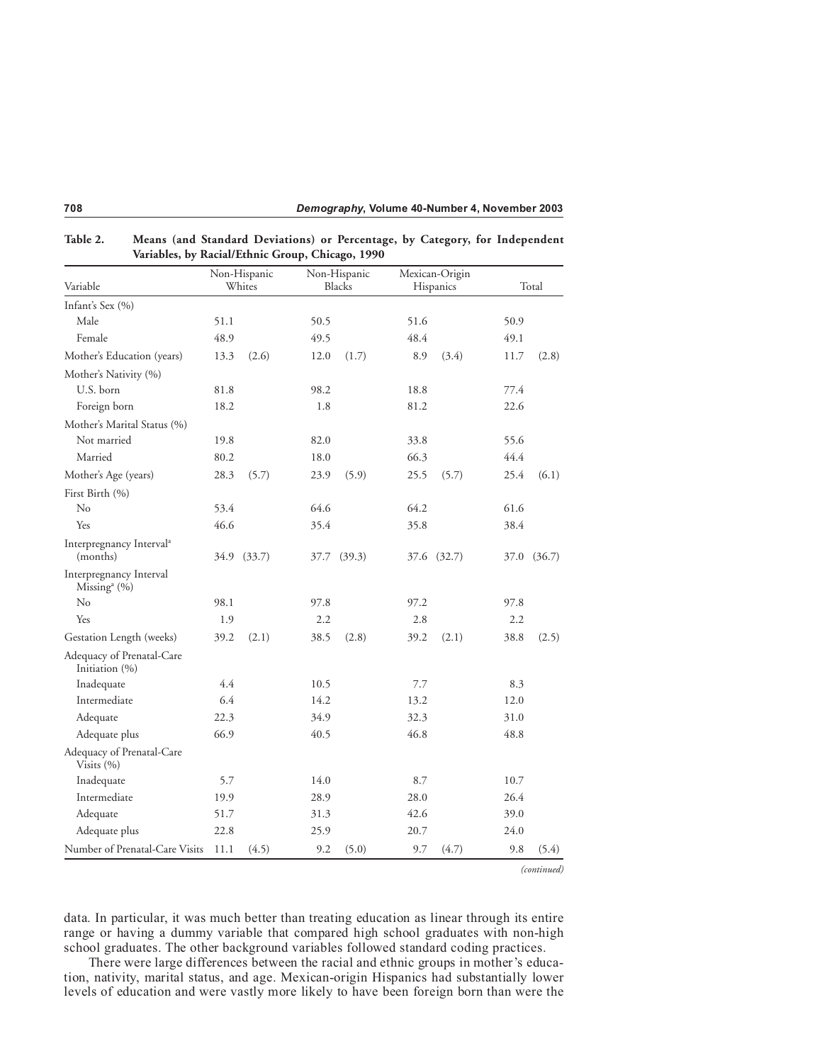Table 2. Means (and Standard Deviations) or Percentage, by Category, for Independent Variables, by Racial/Ethnic Group, Chicago, 1990

| Variable | Non-Hispanic Whites | | Non-Hispanic Blacks | | Mexican-Origin Hispanics | | Total | |
|---|---|---|---|---|---|---|---|---|
| Infant's Sex (%) | | | | | | | | |
| Male | 51.1 | | 50.5 | | 51.6 | | 50.9 | |
| Female | 48.9 | | 49.5 | | 48.4 | | 49.1 | |
| Mother's Education (years) | 13.3 | (2.6) | 12.0 | (1.7) | 8.9 | (3.4) | 11.7 | (2.8) |
| Mother's Nativity (%) | | | | | | | | |
| U.S. born | 81.8 | | 98.2 | | 18.8 | | 77.4 | |
| Foreign born | 18.2 | | 1.8 | | 81.2 | | 22.6 | |
| Mother's Marital Status (%) | | | | | | | | |
| Not married | 19.8 | | 82.0 | | 33.8 | | 55.6 | |
| Married | 80.2 | | 18.0 | | 66.3 | | 44.4 | |
| Mother's Age (years) | 28.3 | (5.7) | 23.9 | (5.9) | 25.5 | (5.7) | 25.4 | (6.1) |
| First Birth (%) | | | | | | | | |
| No | 53.4 | | 64.6 | | 64.2 | | 61.6 | |
| Yes | 46.6 | | 35.4 | | 35.8 | | 38.4 | |
| Interpregnancy Interval[a] (months) | 34.9 | (33.7) | 37.7 | (39.3) | 37.6 | (32.7) | 37.0 | (36.7) |
| Interpregnancy Interval Missing[a] (%) | | | | | | | | |
| No | 98.1 | | 97.8 | | 97.2 | | 97.8 | |
| Yes | 1.9 | | 2.2 | | 2.8 | | 2.2 | |
| Gestation Length (weeks) | 39.2 | (2.1) | 38.5 | (2.8) | 39.2 | (2.1) | 38.8 | (2.5) |
| Adequacy of Prenatal-Care Initiation (%) | | | | | | | | |
| Inadequate | 4.4 | | 10.5 | | 7.7 | | 8.3 | |
| Intermediate | 6.4 | | 14.2 | | 13.2 | | 12.0 | |
| Adequate | 22.3 | | 34.9 | | 32.3 | | 31.0 | |
| Adequate plus | 66.9 | | 40.5 | | 46.8 | | 48.8 | |
| Adequacy of Prenatal-Care Visits (%) | | | | | | | | |
| Inadequate | 5.7 | | 14.0 | | 8.7 | | 10.7 | |
| Intermediate | 19.9 | | 28.9 | | 28.0 | | 26.4 | |
| Adequate | 51.7 | | 31.3 | | 42.6 | | 39.0 | |
| Adequate plus | 22.8 | | 25.9 | | 20.7 | | 24.0 | |
| Number of Prenatal-Care Visits | 11.1 | (4.5) | 9.2 | (5.0) | 9.7 | (4.7) | 9.8 | (5.4) |

*(continued)*

data. In particular, it was much better than treating education as linear through its entire range or having a dummy variable that compared high school graduates with non-high school graduates. The other background variables followed standard coding practices.

There were large differences between the racial and ethnic groups in mother's education, nativity, marital status, and age. Mexican-origin Hispanics had substantially lower levels of education and were vastly more likely to have been foreign born than were the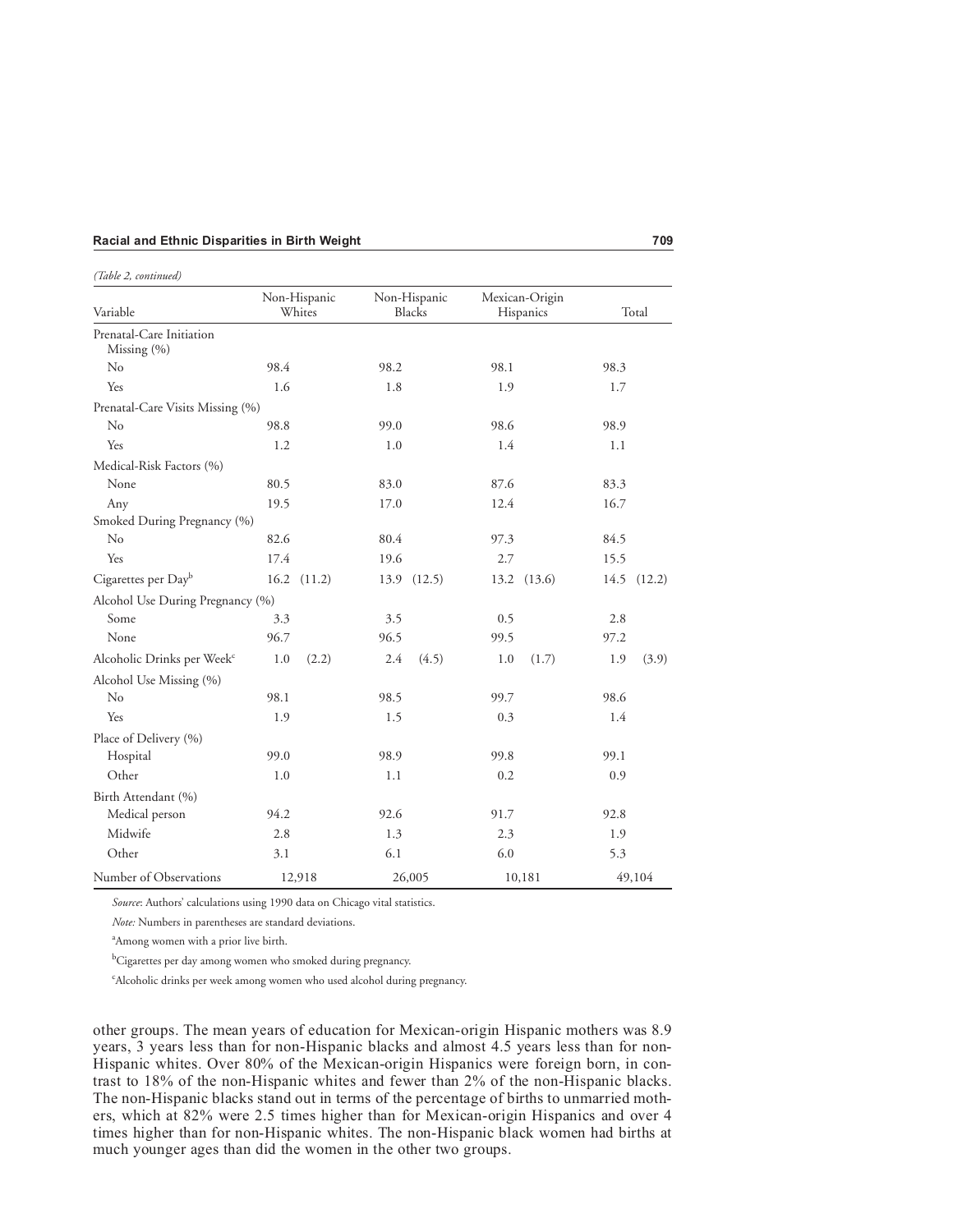*(Table 2, continued)*

| Variable | Non-Hispanic Whites | Non-Hispanic Blacks | Mexican-Origin Hispanics | Total |
|---|---|---|---|---|
| Prenatal-Care Initiation Missing (%) | | | | |
| No | 98.4 | 98.2 | 98.1 | 98.3 |
| Yes | 1.6 | 1.8 | 1.9 | 1.7 |
| Prenatal-Care Visits Missing (%) | | | | |
| No | 98.8 | 99.0 | 98.6 | 98.9 |
| Yes | 1.2 | 1.0 | 1.4 | 1.1 |
| Medical-Risk Factors (%) | | | | |
| None | 80.5 | 83.0 | 87.6 | 83.3 |
| Any | 19.5 | 17.0 | 12.4 | 16.7 |
| Smoked During Pregnancy (%) | | | | |
| No | 82.6 | 80.4 | 97.3 | 84.5 |
| Yes | 17.4 | 19.6 | 2.7 | 15.5 |
| Cigarettes per Day[b] | 16.2 (11.2) | 13.9 (12.5) | 13.2 (13.6) | 14.5 (12.2) |
| Alcohol Use During Pregnancy (%) | | | | |
| Some | 3.3 | 3.5 | 0.5 | 2.8 |
| None | 96.7 | 96.5 | 99.5 | 97.2 |
| Alcoholic Drinks per Week[c] | 1.0 (2.2) | 2.4 (4.5) | 1.0 (1.7) | 1.9 (3.9) |
| Alcohol Use Missing (%) | | | | |
| No | 98.1 | 98.5 | 99.7 | 98.6 |
| Yes | 1.9 | 1.5 | 0.3 | 1.4 |
| Place of Delivery (%) | | | | |
| Hospital | 99.0 | 98.9 | 99.8 | 99.1 |
| Other | 1.0 | 1.1 | 0.2 | 0.9 |
| Birth Attendant (%) | | | | |
| Medical person | 94.2 | 92.6 | 91.7 | 92.8 |
| Midwife | 2.8 | 1.3 | 2.3 | 1.9 |
| Other | 3.1 | 6.1 | 6.0 | 5.3 |
| Number of Observations | 12,918 | 26,005 | 10,181 | 49,104 |

*Source*: Authors' calculations using 1990 data on Chicago vital statistics.

*Note:* Numbers in parentheses are standard deviations.

[a]Among women with a prior live birth.

[b]Cigarettes per day among women who smoked during pregnancy.

[c]Alcoholic drinks per week among women who used alcohol during pregnancy.

other groups. The mean years of education for Mexican-origin Hispanic mothers was 8.9 years, 3 years less than for non-Hispanic blacks and almost 4.5 years less than for non-Hispanic whites. Over 80% of the Mexican-origin Hispanics were foreign born, in contrast to 18% of the non-Hispanic whites and fewer than 2% of the non-Hispanic blacks. The non-Hispanic blacks stand out in terms of the percentage of births to unmarried mothers, which at 82% were 2.5 times higher than for Mexican-origin Hispanics and over 4 times higher than for non-Hispanic whites. The non-Hispanic black women had births at much younger ages than did the women in the other two groups.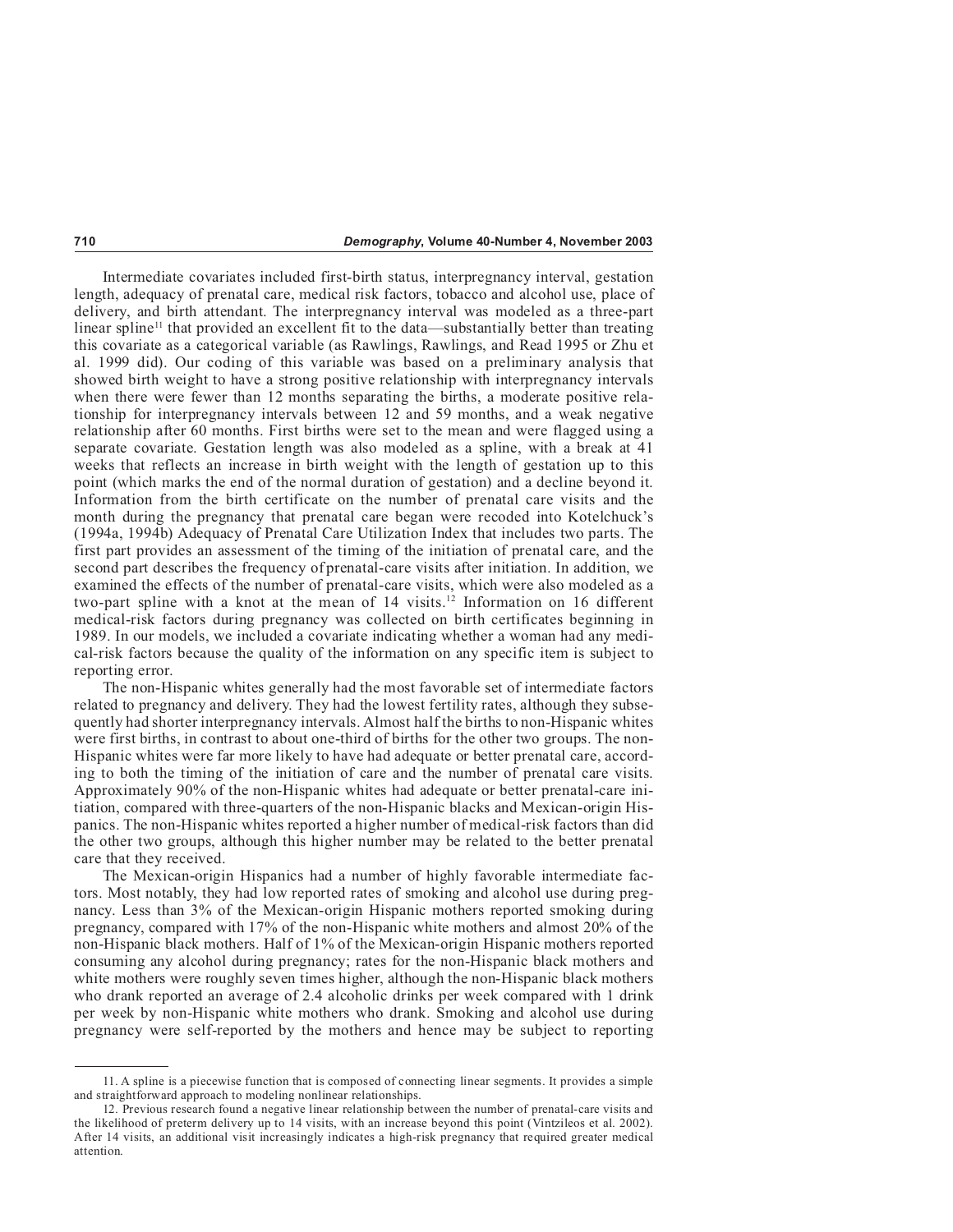Intermediate covariates included first-birth status, interpregnancy interval, gestation length, adequacy of prenatal care, medical risk factors, tobacco and alcohol use, place of delivery, and birth attendant. The interpregnancy interval was modeled as a three-part linear spline[11] that provided an excellent fit to the data—substantially better than treating this covariate as a categorical variable (as Rawlings, Rawlings, and Read 1995 or Zhu et al. 1999 did). Our coding of this variable was based on a preliminary analysis that showed birth weight to have a strong positive relationship with interpregnancy intervals when there were fewer than 12 months separating the births, a moderate positive relationship for interpregnancy intervals between 12 and 59 months, and a weak negative relationship after 60 months. First births were set to the mean and were flagged using a separate covariate. Gestation length was also modeled as a spline, with a break at 41 weeks that reflects an increase in birth weight with the length of gestation up to this point (which marks the end of the normal duration of gestation) and a decline beyond it. Information from the birth certificate on the number of prenatal care visits and the month during the pregnancy that prenatal care began were recoded into Kotelchuck's (1994a, 1994b) Adequacy of Prenatal Care Utilization Index that includes two parts. The first part provides an assessment of the timing of the initiation of prenatal care, and the second part describes the frequency of prenatal-care visits after initiation. In addition, we examined the effects of the number of prenatal-care visits, which were also modeled as a two-part spline with a knot at the mean of 14 visits.[12] Information on 16 different medical-risk factors during pregnancy was collected on birth certificates beginning in 1989. In our models, we included a covariate indicating whether a woman had any medical-risk factors because the quality of the information on any specific item is subject to reporting error.

The non-Hispanic whites generally had the most favorable set of intermediate factors related to pregnancy and delivery. They had the lowest fertility rates, although they subsequently had shorter interpregnancy intervals. Almost half the births to non-Hispanic whites were first births, in contrast to about one-third of births for the other two groups. The non-Hispanic whites were far more likely to have had adequate or better prenatal care, according to both the timing of the initiation of care and the number of prenatal care visits. Approximately 90% of the non-Hispanic whites had adequate or better prenatal-care initiation, compared with three-quarters of the non-Hispanic blacks and Mexican-origin Hispanics. The non-Hispanic whites reported a higher number of medical-risk factors than did the other two groups, although this higher number may be related to the better prenatal care that they received.

The Mexican-origin Hispanics had a number of highly favorable intermediate factors. Most notably, they had low reported rates of smoking and alcohol use during pregnancy. Less than 3% of the Mexican-origin Hispanic mothers reported smoking during pregnancy, compared with 17% of the non-Hispanic white mothers and almost 20% of the non-Hispanic black mothers. Half of 1% of the Mexican-origin Hispanic mothers reported consuming any alcohol during pregnancy; rates for the non-Hispanic black mothers and white mothers were roughly seven times higher, although the non-Hispanic black mothers who drank reported an average of 2.4 alcoholic drinks per week compared with 1 drink per week by non-Hispanic white mothers who drank. Smoking and alcohol use during pregnancy were self-reported by the mothers and hence may be subject to reporting

---

11. A spline is a piecewise function that is composed of connecting linear segments. It provides a simple and straightforward approach to modeling nonlinear relationships.

12. Previous research found a negative linear relationship between the number of prenatal-care visits and the likelihood of preterm delivery up to 14 visits, with an increase beyond this point (Vintzileos et al. 2002). After 14 visits, an additional visit increasingly indicates a high-risk pregnancy that required greater medical attention.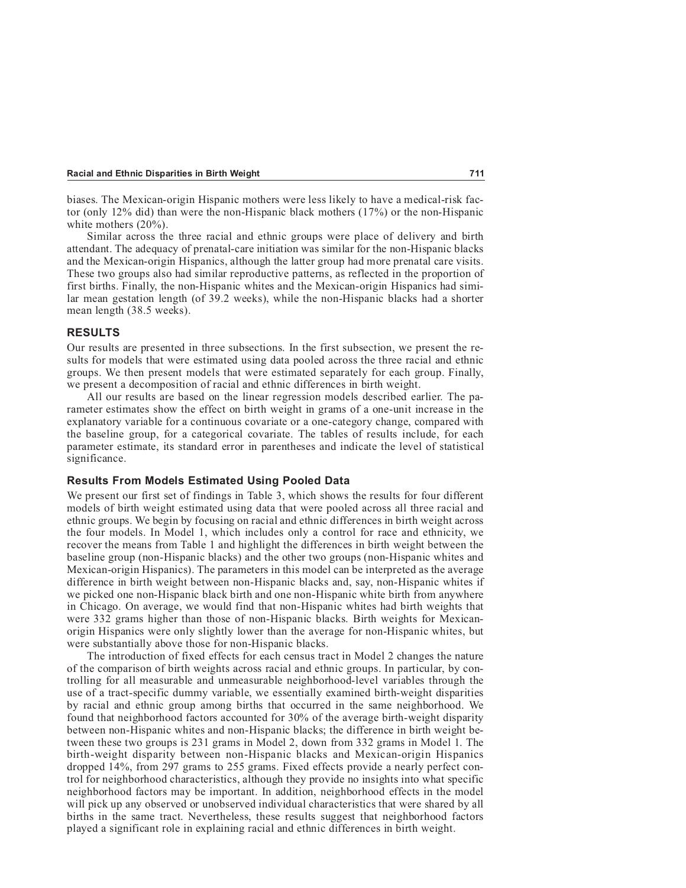biases. The Mexican-origin Hispanic mothers were less likely to have a medical-risk factor (only 12% did) than were the non-Hispanic black mothers (17%) or the non-Hispanic white mothers (20%).

Similar across the three racial and ethnic groups were place of delivery and birth attendant. The adequacy of prenatal-care initiation was similar for the non-Hispanic blacks and the Mexican-origin Hispanics, although the latter group had more prenatal care visits. These two groups also had similar reproductive patterns, as reflected in the proportion of first births. Finally, the non-Hispanic whites and the Mexican-origin Hispanics had similar mean gestation length (of 39.2 weeks), while the non-Hispanic blacks had a shorter mean length (38.5 weeks).

## RESULTS

Our results are presented in three subsections. In the first subsection, we present the results for models that were estimated using data pooled across the three racial and ethnic groups. We then present models that were estimated separately for each group. Finally, we present a decomposition of racial and ethnic differences in birth weight.

All our results are based on the linear regression models described earlier. The parameter estimates show the effect on birth weight in grams of a one-unit increase in the explanatory variable for a continuous covariate or a one-category change, compared with the baseline group, for a categorical covariate. The tables of results include, for each parameter estimate, its standard error in parentheses and indicate the level of statistical significance.

### Results From Models Estimated Using Pooled Data

We present our first set of findings in Table 3, which shows the results for four different models of birth weight estimated using data that were pooled across all three racial and ethnic groups. We begin by focusing on racial and ethnic differences in birth weight across the four models. In Model 1, which includes only a control for race and ethnicity, we recover the means from Table 1 and highlight the differences in birth weight between the baseline group (non-Hispanic blacks) and the other two groups (non-Hispanic whites and Mexican-origin Hispanics). The parameters in this model can be interpreted as the average difference in birth weight between non-Hispanic blacks and, say, non-Hispanic whites if we picked one non-Hispanic black birth and one non-Hispanic white birth from anywhere in Chicago. On average, we would find that non-Hispanic whites had birth weights that were 332 grams higher than those of non-Hispanic blacks. Birth weights for Mexican-origin Hispanics were only slightly lower than the average for non-Hispanic whites, but were substantially above those for non-Hispanic blacks.

The introduction of fixed effects for each census tract in Model 2 changes the nature of the comparison of birth weights across racial and ethnic groups. In particular, by controlling for all measurable and unmeasurable neighborhood-level variables through the use of a tract-specific dummy variable, we essentially examined birth-weight disparities by racial and ethnic group among births that occurred in the same neighborhood. We found that neighborhood factors accounted for 30% of the average birth-weight disparity between non-Hispanic whites and non-Hispanic blacks; the difference in birth weight between these two groups is 231 grams in Model 2, down from 332 grams in Model 1. The birth-weight disparity between non-Hispanic blacks and Mexican-origin Hispanics dropped 14%, from 297 grams to 255 grams. Fixed effects provide a nearly perfect control for neighborhood characteristics, although they provide no insights into what specific neighborhood factors may be important. In addition, neighborhood effects in the model will pick up any observed or unobserved individual characteristics that were shared by all births in the same tract. Nevertheless, these results suggest that neighborhood factors played a significant role in explaining racial and ethnic differences in birth weight.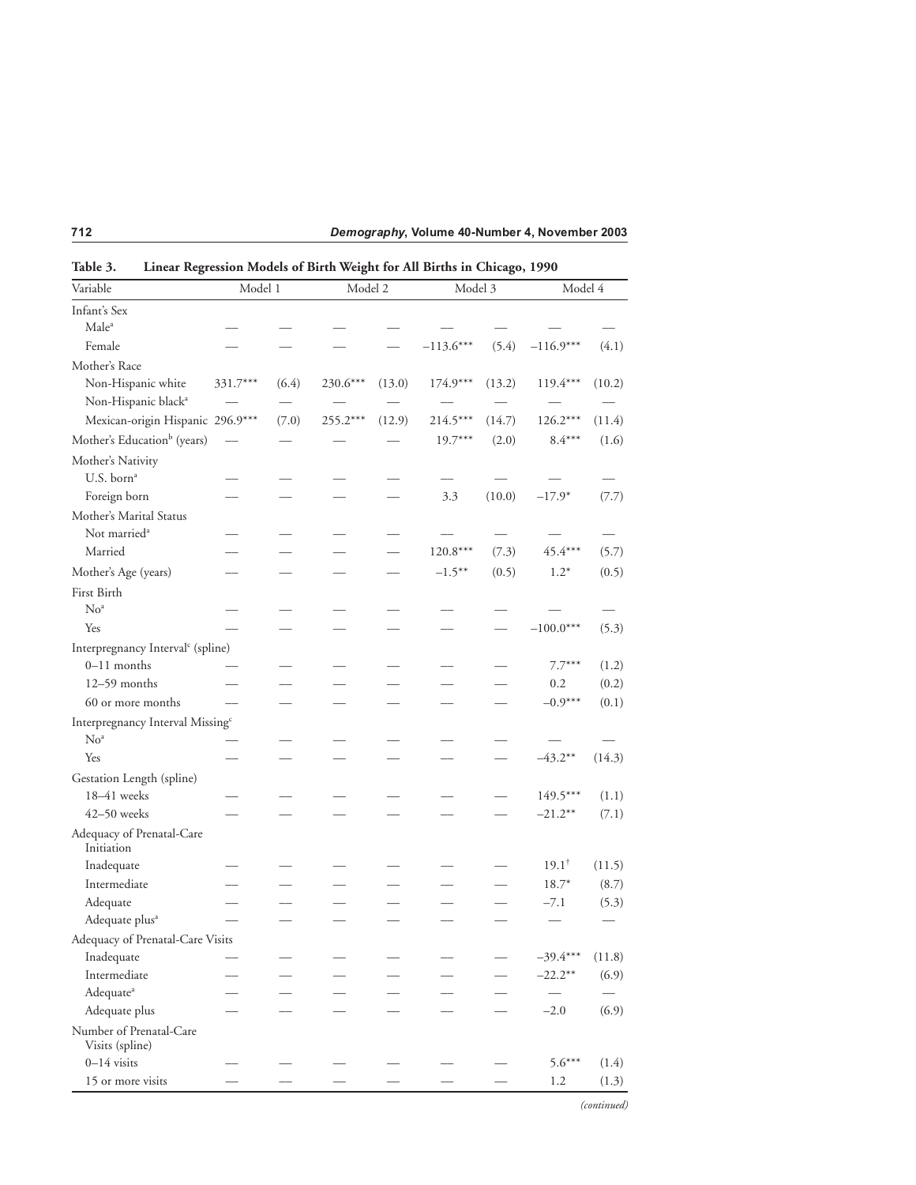**Table 3. Linear Regression Models of Birth Weight for All Births in Chicago, 1990**

| Variable | Model 1 | | Model 2 | | Model 3 | | Model 4 | |
|---|---|---|---|---|---|---|---|---|
| Infant's Sex | | | | | | | | |
| Male[a] | — | — | — | — | — | — | — | — |
| Female | — | — | — | — | −113.6*** | (5.4) | −116.9*** | (4.1) |
| Mother's Race | | | | | | | | |
| Non-Hispanic white | 331.7*** | (6.4) | 230.6*** | (13.0) | 174.9*** | (13.2) | 119.4*** | (10.2) |
| Non-Hispanic black[a] | — | — | — | — | — | — | — | — |
| Mexican-origin Hispanic | 296.9*** | (7.0) | 255.2*** | (12.9) | 214.5*** | (14.7) | 126.2*** | (11.4) |
| Mother's Education[b] (years) | — | — | — | — | 19.7*** | (2.0) | 8.4*** | (1.6) |
| Mother's Nativity | | | | | | | | |
| U.S. born[a] | — | — | — | — | — | — | — | — |
| Foreign born | — | — | — | — | 3.3 | (10.0) | −17.9* | (7.7) |
| Mother's Marital Status | | | | | | | | |
| Not married[a] | — | — | — | — | — | — | — | — |
| Married | — | — | — | — | 120.8*** | (7.3) | 45.4*** | (5.7) |
| Mother's Age (years) | — | — | — | — | −1.5** | (0.5) | 1.2* | (0.5) |
| First Birth | | | | | | | | |
| No[a] | — | — | — | — | — | — | — | — |
| Yes | — | — | — | — | — | — | −100.0*** | (5.3) |
| Interpregnancy Interval[c] (spline) | | | | | | | | |
| 0–11 months | — | — | — | — | — | — | 7.7*** | (1.2) |
| 12–59 months | — | — | — | — | — | — | 0.2 | (0.2) |
| 60 or more months | — | — | — | — | — | — | −0.9*** | (0.1) |
| Interpregnancy Interval Missing[c] | | | | | | | | |
| No[a] | — | — | — | — | — | — | — | — |
| Yes | — | — | — | — | — | — | −43.2** | (14.3) |
| Gestation Length (spline) | | | | | | | | |
| 18–41 weeks | — | — | — | — | — | — | 149.5*** | (1.1) |
| 42–50 weeks | — | — | — | — | — | — | −21.2** | (7.1) |
| Adequacy of Prenatal-Care Initiation | | | | | | | | |
| Inadequate | — | — | — | — | — | — | 19.1[†] | (11.5) |
| Intermediate | — | — | — | — | — | — | 18.7* | (8.7) |
| Adequate | — | — | — | — | — | — | −7.1 | (5.3) |
| Adequate plus[a] | — | — | — | — | — | — | — | — |
| Adequacy of Prenatal-Care Visits | | | | | | | | |
| Inadequate | — | — | — | — | — | — | −39.4*** | (11.8) |
| Intermediate | — | — | — | — | — | — | −22.2** | (6.9) |
| Adequate[a] | — | — | — | — | — | — | — | — |
| Adequate plus | — | — | — | — | — | — | −2.0 | (6.9) |
| Number of Prenatal-Care Visits (spline) | | | | | | | | |
| 0–14 visits | — | — | — | — | — | — | 5.6*** | (1.4) |
| 15 or more visits | — | — | — | — | — | — | 1.2 | (1.3) |

*(continued)*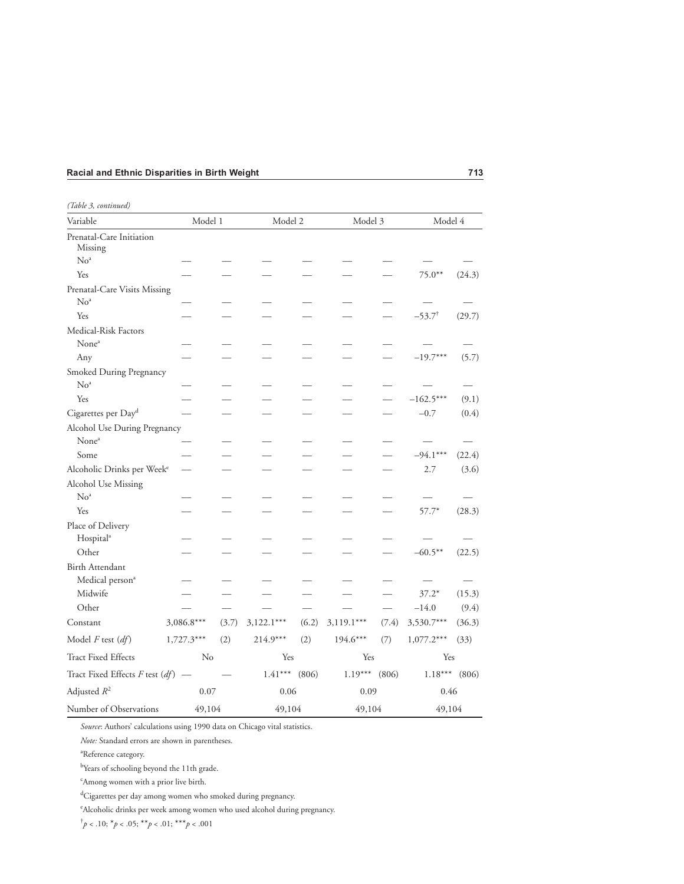*(Table 3, continued)*

| Variable | Model 1 | | Model 2 | | Model 3 | | Model 4 | |
|---|---|---|---|---|---|---|---|---|
| Prenatal-Care Initiation Missing | | | | | | | | |
| No[a] | — | — | — | — | — | — | — | — |
| Yes | — | — | — | — | — | — | 75.0** | (24.3) |
| Prenatal-Care Visits Missing | | | | | | | | |
| No[a] | — | — | — | — | — | — | — | — |
| Yes | — | — | — | — | — | — | –53.7[†] | (29.7) |
| Medical-Risk Factors | | | | | | | | |
| None[a] | — | — | — | — | — | — | — | — |
| Any | — | — | — | — | — | — | –19.7*** | (5.7) |
| Smoked During Pregnancy | | | | | | | | |
| No[a] | — | — | — | — | — | — | — | — |
| Yes | — | — | — | — | — | — | –162.5*** | (9.1) |
| Cigarettes per Day[d] | — | — | — | — | — | — | –0.7 | (0.4) |
| Alcohol Use During Pregnancy | | | | | | | | |
| None[a] | — | — | — | — | — | — | — | — |
| Some | — | — | — | — | — | — | –94.1*** | (22.4) |
| Alcoholic Drinks per Week[e] | — | — | — | — | — | — | 2.7 | (3.6) |
| Alcohol Use Missing | | | | | | | | |
| No[a] | — | — | — | — | — | — | — | — |
| Yes | — | — | — | — | — | — | 57.7* | (28.3) |
| Place of Delivery | | | | | | | | |
| Hospital[a] | — | — | — | — | — | — | — | — |
| Other | — | — | — | — | — | — | –60.5** | (22.5) |
| Birth Attendant | | | | | | | | |
| Medical person[a] | — | — | — | — | — | — | — | — |
| Midwife | — | — | — | — | — | — | 37.2* | (15.3) |
| Other | — | — | — | — | — | — | –14.0 | (9.4) |
| Constant | 3,086.8*** | (3.7) | 3,122.1*** | (6.2) | 3,119.1*** | (7.4) | 3,530.7*** | (36.3) |
| Model $F$ test ($df$) | 1,727.3*** | (2) | 214.9*** | (2) | 194.6*** | (7) | 1,077.2*** | (33) |
| Tract Fixed Effects | No | | Yes | | Yes | | Yes | |
| Tract Fixed Effects $F$ test ($df$) | — | — | 1.41*** | (806) | 1.19*** | (806) | 1.18*** | (806) |
| Adjusted $R^2$ | 0.07 | | 0.06 | | 0.09 | | 0.46 | |
| Number of Observations | 49,104 | | 49,104 | | 49,104 | | 49,104 | |

*Source*: Authors' calculations using 1990 data on Chicago vital statistics.

*Note:* Standard errors are shown in parentheses.

[a]Reference category.

[b]Years of schooling beyond the 11th grade.

[c]Among women with a prior live birth.

[d]Cigarettes per day among women who smoked during pregnancy.

[e]Alcoholic drinks per week among women who used alcohol during pregnancy.

[†]$p < .10$; *$p < .05$; **$p < .01$; ***$p < .001$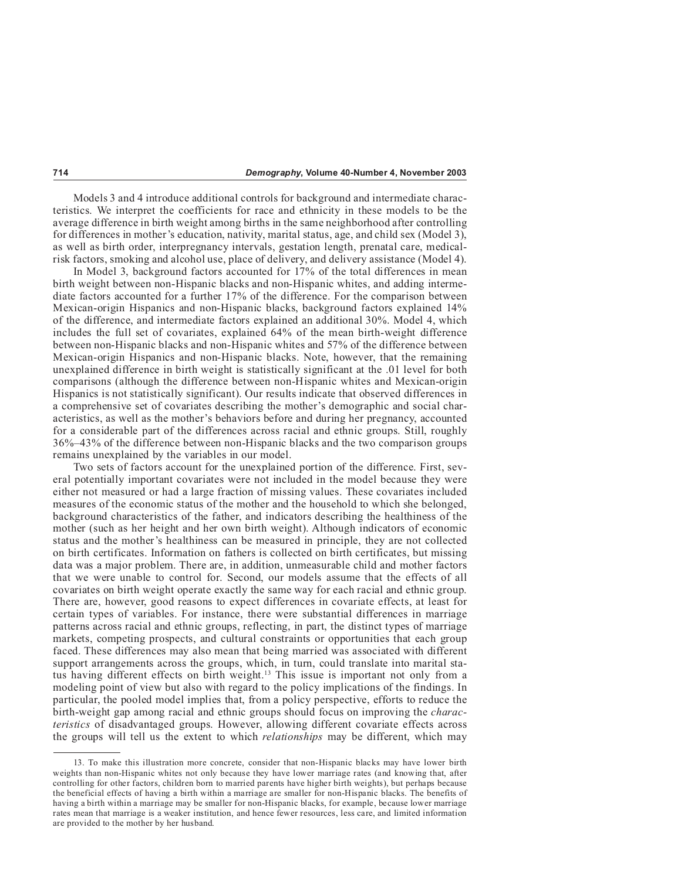Models 3 and 4 introduce additional controls for background and intermediate characteristics. We interpret the coefficients for race and ethnicity in these models to be the average difference in birth weight among births in the same neighborhood after controlling for differences in mother's education, nativity, marital status, age, and child sex (Model 3), as well as birth order, interpregnancy intervals, gestation length, prenatal care, medical-risk factors, smoking and alcohol use, place of delivery, and delivery assistance (Model 4).

In Model 3, background factors accounted for 17% of the total differences in mean birth weight between non-Hispanic blacks and non-Hispanic whites, and adding intermediate factors accounted for a further 17% of the difference. For the comparison between Mexican-origin Hispanics and non-Hispanic blacks, background factors explained 14% of the difference, and intermediate factors explained an additional 30%. Model 4, which includes the full set of covariates, explained 64% of the mean birth-weight difference between non-Hispanic blacks and non-Hispanic whites and 57% of the difference between Mexican-origin Hispanics and non-Hispanic blacks. Note, however, that the remaining unexplained difference in birth weight is statistically significant at the .01 level for both comparisons (although the difference between non-Hispanic whites and Mexican-origin Hispanics is not statistically significant). Our results indicate that observed differences in a comprehensive set of covariates describing the mother's demographic and social characteristics, as well as the mother's behaviors before and during her pregnancy, accounted for a considerable part of the differences across racial and ethnic groups. Still, roughly 36%–43% of the difference between non-Hispanic blacks and the two comparison groups remains unexplained by the variables in our model.

Two sets of factors account for the unexplained portion of the difference. First, several potentially important covariates were not included in the model because they were either not measured or had a large fraction of missing values. These covariates included measures of the economic status of the mother and the household to which she belonged, background characteristics of the father, and indicators describing the healthiness of the mother (such as her height and her own birth weight). Although indicators of economic status and the mother's healthiness can be measured in principle, they are not collected on birth certificates. Information on fathers is collected on birth certificates, but missing data was a major problem. There are, in addition, unmeasurable child and mother factors that we were unable to control for. Second, our models assume that the effects of all covariates on birth weight operate exactly the same way for each racial and ethnic group. There are, however, good reasons to expect differences in covariate effects, at least for certain types of variables. For instance, there were substantial differences in marriage patterns across racial and ethnic groups, reflecting, in part, the distinct types of marriage markets, competing prospects, and cultural constraints or opportunities that each group faced. These differences may also mean that being married was associated with different support arrangements across the groups, which, in turn, could translate into marital status having different effects on birth weight.[13] This issue is important not only from a modeling point of view but also with regard to the policy implications of the findings. In particular, the pooled model implies that, from a policy perspective, efforts to reduce the birth-weight gap among racial and ethnic groups should focus on improving the *characteristics* of disadvantaged groups. However, allowing different covariate effects across the groups will tell us the extent to which *relationships* may be different, which may

---

13. To make this illustration more concrete, consider that non-Hispanic blacks may have lower birth weights than non-Hispanic whites not only because they have lower marriage rates (and knowing that, after controlling for other factors, children born to married parents have higher birth weights), but perhaps because the beneficial effects of having a birth within a marriage are smaller for non-Hispanic blacks. The benefits of having a birth within a marriage may be smaller for non-Hispanic blacks, for example, because lower marriage rates mean that marriage is a weaker institution, and hence fewer resources, less care, and limited information are provided to the mother by her husband.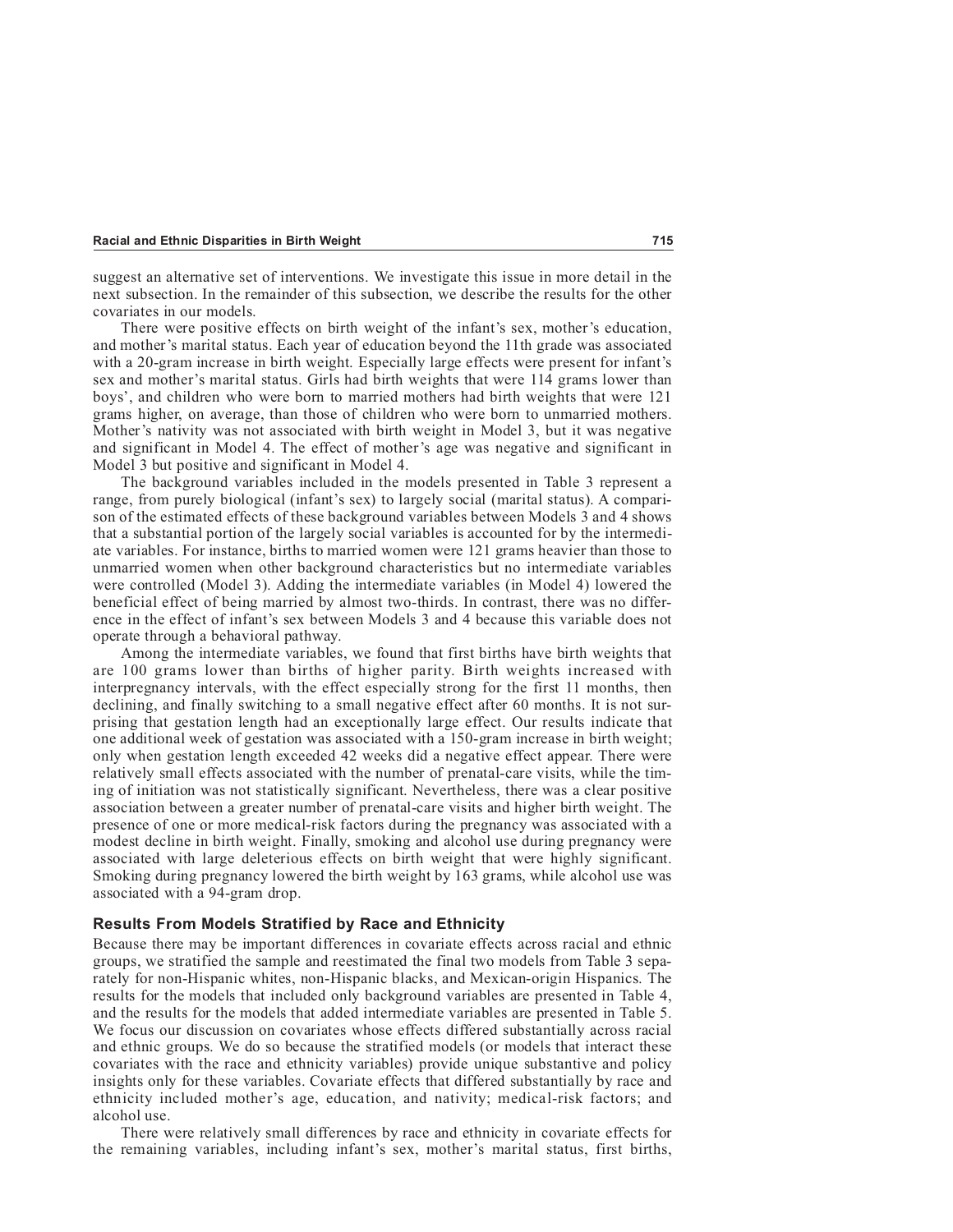suggest an alternative set of interventions. We investigate this issue in more detail in the next subsection. In the remainder of this subsection, we describe the results for the other covariates in our models.

There were positive effects on birth weight of the infant's sex, mother's education, and mother's marital status. Each year of education beyond the 11th grade was associated with a 20-gram increase in birth weight. Especially large effects were present for infant's sex and mother's marital status. Girls had birth weights that were 114 grams lower than boys', and children who were born to married mothers had birth weights that were 121 grams higher, on average, than those of children who were born to unmarried mothers. Mother's nativity was not associated with birth weight in Model 3, but it was negative and significant in Model 4. The effect of mother's age was negative and significant in Model 3 but positive and significant in Model 4.

The background variables included in the models presented in Table 3 represent a range, from purely biological (infant's sex) to largely social (marital status). A comparison of the estimated effects of these background variables between Models 3 and 4 shows that a substantial portion of the largely social variables is accounted for by the intermediate variables. For instance, births to married women were 121 grams heavier than those to unmarried women when other background characteristics but no intermediate variables were controlled (Model 3). Adding the intermediate variables (in Model 4) lowered the beneficial effect of being married by almost two-thirds. In contrast, there was no difference in the effect of infant's sex between Models 3 and 4 because this variable does not operate through a behavioral pathway.

Among the intermediate variables, we found that first births have birth weights that are 100 grams lower than births of higher parity. Birth weights increased with interpregnancy intervals, with the effect especially strong for the first 11 months, then declining, and finally switching to a small negative effect after 60 months. It is not surprising that gestation length had an exceptionally large effect. Our results indicate that one additional week of gestation was associated with a 150-gram increase in birth weight; only when gestation length exceeded 42 weeks did a negative effect appear. There were relatively small effects associated with the number of prenatal-care visits, while the timing of initiation was not statistically significant. Nevertheless, there was a clear positive association between a greater number of prenatal-care visits and higher birth weight. The presence of one or more medical-risk factors during the pregnancy was associated with a modest decline in birth weight. Finally, smoking and alcohol use during pregnancy were associated with large deleterious effects on birth weight that were highly significant. Smoking during pregnancy lowered the birth weight by 163 grams, while alcohol use was associated with a 94-gram drop.

### Results From Models Stratified by Race and Ethnicity

Because there may be important differences in covariate effects across racial and ethnic groups, we stratified the sample and reestimated the final two models from Table 3 separately for non-Hispanic whites, non-Hispanic blacks, and Mexican-origin Hispanics. The results for the models that included only background variables are presented in Table 4, and the results for the models that added intermediate variables are presented in Table 5. We focus our discussion on covariates whose effects differed substantially across racial and ethnic groups. We do so because the stratified models (or models that interact these covariates with the race and ethnicity variables) provide unique substantive and policy insights only for these variables. Covariate effects that differed substantially by race and ethnicity included mother's age, education, and nativity; medical-risk factors; and alcohol use.

There were relatively small differences by race and ethnicity in covariate effects for the remaining variables, including infant's sex, mother's marital status, first births,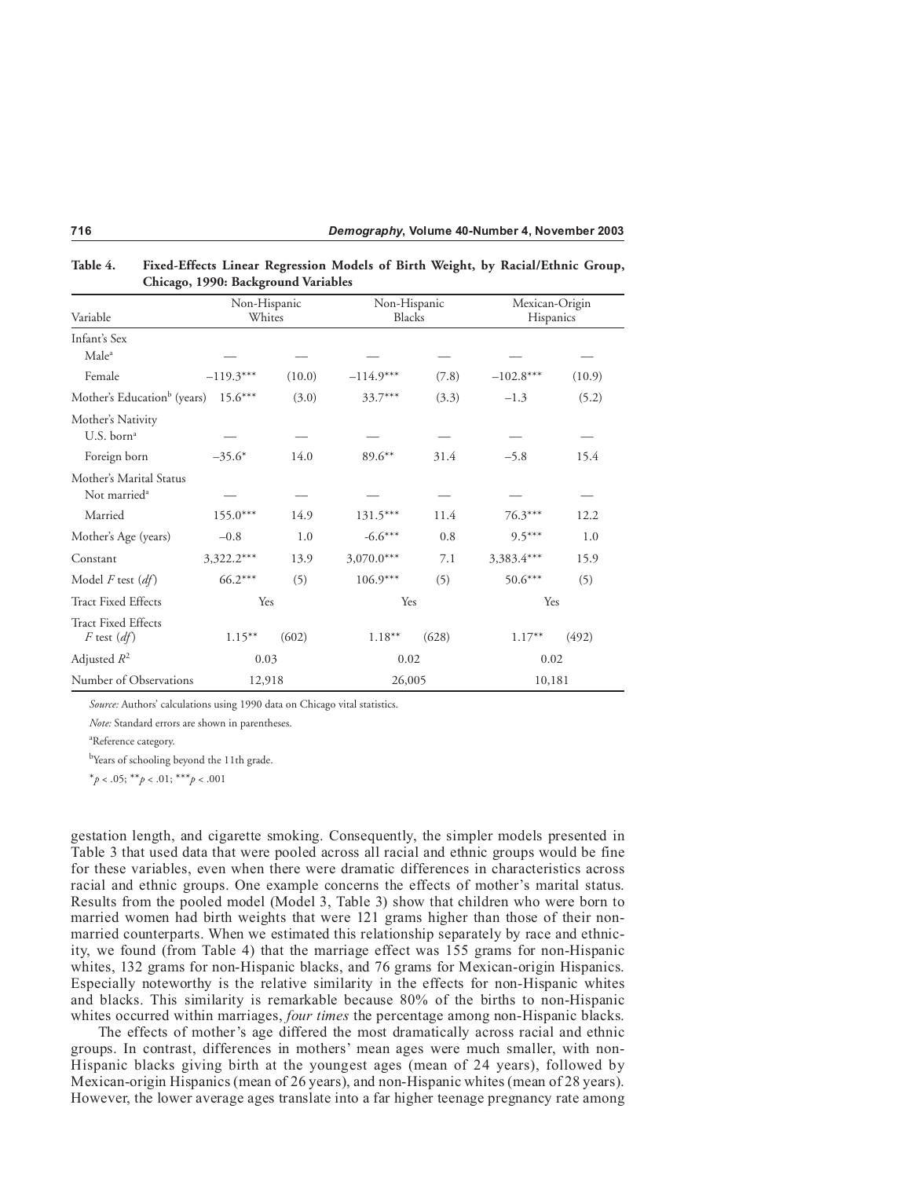**Table 4. Fixed-Effects Linear Regression Models of Birth Weight, by Racial/Ethnic Group, Chicago, 1990: Background Variables**

| Variable | Non-Hispanic Whites | | Non-Hispanic Blacks | | Mexican-Origin Hispanics | |
|---|---|---|---|---|---|---|
| Infant's Sex | | | | | | |
| Male[a] | — | — | — | — | — | — |
| Female | –119.3*** | (10.0) | –114.9*** | (7.8) | –102.8*** | (10.9) |
| Mother's Education[b] (years) | 15.6*** | (3.0) | 33.7*** | (3.3) | –1.3 | (5.2) |
| Mother's Nativity | | | | | | |
| U.S. born[a] | — | — | — | — | — | — |
| Foreign born | –35.6* | 14.0 | 89.6** | 31.4 | –5.8 | 15.4 |
| Mother's Marital Status | | | | | | |
| Not married[a] | — | — | — | — | — | — |
| Married | 155.0*** | 14.9 | 131.5*** | 11.4 | 76.3*** | 12.2 |
| Mother's Age (years) | –0.8 | 1.0 | -6.6*** | 0.8 | 9.5*** | 1.0 |
| Constant | 3,322.2*** | 13.9 | 3,070.0*** | 7.1 | 3,383.4*** | 15.9 |
| Model $F$ test ($df$) | 66.2*** | (5) | 106.9*** | (5) | 50.6*** | (5) |
| Tract Fixed Effects | Yes | | Yes | | Yes | |
| Tract Fixed Effects $F$ test ($df$) | 1.15** | (602) | 1.18** | (628) | 1.17** | (492) |
| Adjusted $R^2$ | 0.03 | | 0.02 | | 0.02 | |
| Number of Observations | 12,918 | | 26,005 | | 10,181 | |

*Source:* Authors' calculations using 1990 data on Chicago vital statistics.

*Note:* Standard errors are shown in parentheses.

[a]Reference category.

[b]Years of schooling beyond the 11th grade.

*$p$ < .05; **$p$ < .01; ***$p$ < .001

gestation length, and cigarette smoking. Consequently, the simpler models presented in Table 3 that used data that were pooled across all racial and ethnic groups would be fine for these variables, even when there were dramatic differences in characteristics across racial and ethnic groups. One example concerns the effects of mother's marital status. Results from the pooled model (Model 3, Table 3) show that children who were born to married women had birth weights that were 121 grams higher than those of their non-married counterparts. When we estimated this relationship separately by race and ethnicity, we found (from Table 4) that the marriage effect was 155 grams for non-Hispanic whites, 132 grams for non-Hispanic blacks, and 76 grams for Mexican-origin Hispanics. Especially noteworthy is the relative similarity in the effects for non-Hispanic whites and blacks. This similarity is remarkable because 80% of the births to non-Hispanic whites occurred within marriages, *four times* the percentage among non-Hispanic blacks.

The effects of mother's age differed the most dramatically across racial and ethnic groups. In contrast, differences in mothers' mean ages were much smaller, with non-Hispanic blacks giving birth at the youngest ages (mean of 24 years), followed by Mexican-origin Hispanics (mean of 26 years), and non-Hispanic whites (mean of 28 years). However, the lower average ages translate into a far higher teenage pregnancy rate among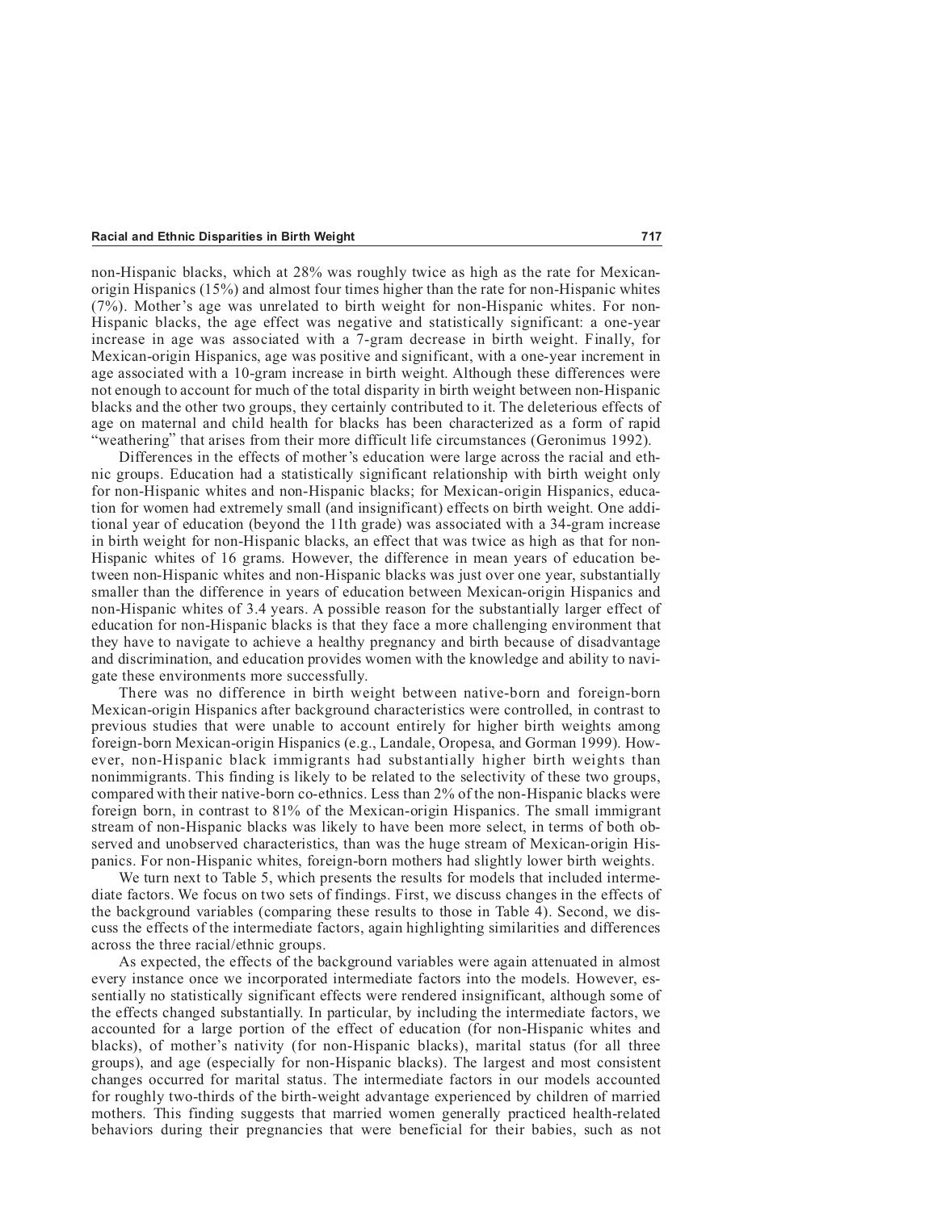non-Hispanic blacks, which at 28% was roughly twice as high as the rate for Mexican-origin Hispanics (15%) and almost four times higher than the rate for non-Hispanic whites (7%). Mother's age was unrelated to birth weight for non-Hispanic whites. For non-Hispanic blacks, the age effect was negative and statistically significant: a one-year increase in age was associated with a 7-gram decrease in birth weight. Finally, for Mexican-origin Hispanics, age was positive and significant, with a one-year increment in age associated with a 10-gram increase in birth weight. Although these differences were not enough to account for much of the total disparity in birth weight between non-Hispanic blacks and the other two groups, they certainly contributed to it. The deleterious effects of age on maternal and child health for blacks has been characterized as a form of rapid "weathering" that arises from their more difficult life circumstances (Geronimus 1992).

Differences in the effects of mother's education were large across the racial and ethnic groups. Education had a statistically significant relationship with birth weight only for non-Hispanic whites and non-Hispanic blacks; for Mexican-origin Hispanics, education for women had extremely small (and insignificant) effects on birth weight. One additional year of education (beyond the 11th grade) was associated with a 34-gram increase in birth weight for non-Hispanic blacks, an effect that was twice as high as that for non-Hispanic whites of 16 grams. However, the difference in mean years of education between non-Hispanic whites and non-Hispanic blacks was just over one year, substantially smaller than the difference in years of education between Mexican-origin Hispanics and non-Hispanic whites of 3.4 years. A possible reason for the substantially larger effect of education for non-Hispanic blacks is that they face a more challenging environment that they have to navigate to achieve a healthy pregnancy and birth because of disadvantage and discrimination, and education provides women with the knowledge and ability to navigate these environments more successfully.

There was no difference in birth weight between native-born and foreign-born Mexican-origin Hispanics after background characteristics were controlled, in contrast to previous studies that were unable to account entirely for higher birth weights among foreign-born Mexican-origin Hispanics (e.g., Landale, Oropesa, and Gorman 1999). However, non-Hispanic black immigrants had substantially higher birth weights than nonimmigrants. This finding is likely to be related to the selectivity of these two groups, compared with their native-born co-ethnics. Less than 2% of the non-Hispanic blacks were foreign born, in contrast to 81% of the Mexican-origin Hispanics. The small immigrant stream of non-Hispanic blacks was likely to have been more select, in terms of both observed and unobserved characteristics, than was the huge stream of Mexican-origin Hispanics. For non-Hispanic whites, foreign-born mothers had slightly lower birth weights.

We turn next to Table 5, which presents the results for models that included intermediate factors. We focus on two sets of findings. First, we discuss changes in the effects of the background variables (comparing these results to those in Table 4). Second, we discuss the effects of the intermediate factors, again highlighting similarities and differences across the three racial/ethnic groups.

As expected, the effects of the background variables were again attenuated in almost every instance once we incorporated intermediate factors into the models. However, essentially no statistically significant effects were rendered insignificant, although some of the effects changed substantially. In particular, by including the intermediate factors, we accounted for a large portion of the effect of education (for non-Hispanic whites and blacks), of mother's nativity (for non-Hispanic blacks), marital status (for all three groups), and age (especially for non-Hispanic blacks). The largest and most consistent changes occurred for marital status. The intermediate factors in our models accounted for roughly two-thirds of the birth-weight advantage experienced by children of married mothers. This finding suggests that married women generally practiced health-related behaviors during their pregnancies that were beneficial for their babies, such as not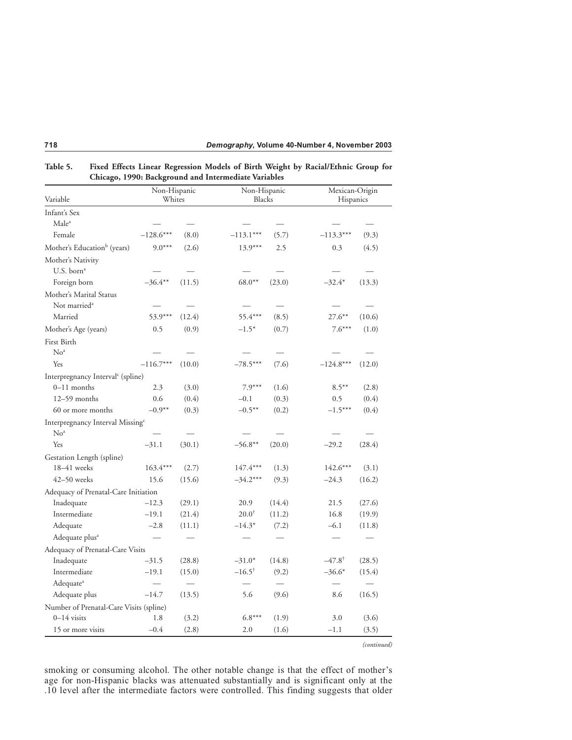**Table 5. Fixed Effects Linear Regression Models of Birth Weight by Racial/Ethnic Group for Chicago, 1990: Background and Intermediate Variables**

| Variable | Non-Hispanic Whites | | Non-Hispanic Blacks | | Mexican-Origin Hispanics | |
|---|---|---|---|---|---|---|
| Infant's Sex | | | | | | |
| Male[a] | — | — | — | — | — | — |
| Female | –128.6*** | (8.0) | –113.1*** | (5.7) | –113.3*** | (9.3) |
| Mother's Education[b] (years) | 9.0*** | (2.6) | 13.9*** | 2.5 | 0.3 | (4.5) |
| Mother's Nativity | | | | | | |
| U.S. born[a] | — | — | — | — | — | — |
| Foreign born | –36.4** | (11.5) | 68.0** | (23.0) | –32.4* | (13.3) |
| Mother's Marital Status | | | | | | |
| Not married[a] | — | — | — | — | — | — |
| Married | 53.9*** | (12.4) | 55.4*** | (8.5) | 27.6** | (10.6) |
| Mother's Age (years) | 0.5 | (0.9) | –1.5* | (0.7) | 7.6*** | (1.0) |
| First Birth | | | | | | |
| No[a] | — | — | — | — | — | — |
| Yes | –116.7*** | (10.0) | –78.5*** | (7.6) | –124.8*** | (12.0) |
| Interpregnancy Interval[c] (spline) | | | | | | |
| 0–11 months | 2.3 | (3.0) | 7.9*** | (1.6) | 8.5** | (2.8) |
| 12–59 months | 0.6 | (0.4) | –0.1 | (0.3) | 0.5 | (0.4) |
| 60 or more months | –0.9** | (0.3) | –0.5** | (0.2) | –1.5*** | (0.4) |
| Interpregnancy Interval Missing[c] | | | | | | |
| No[a] | — | — | — | — | — | — |
| Yes | –31.1 | (30.1) | –56.8** | (20.0) | –29.2 | (28.4) |
| Gestation Length (spline) | | | | | | |
| 18–41 weeks | 163.4*** | (2.7) | 147.4*** | (1.3) | 142.6*** | (3.1) |
| 42–50 weeks | 15.6 | (15.6) | –34.2*** | (9.3) | –24.3 | (16.2) |
| Adequacy of Prenatal-Care Initiation | | | | | | |
| Inadequate | –12.3 | (29.1) | 20.9 | (14.4) | 21.5 | (27.6) |
| Intermediate | –19.1 | (21.4) | 20.0† | (11.2) | 16.8 | (19.9) |
| Adequate | –2.8 | (11.1) | –14.3* | (7.2) | –6.1 | (11.8) |
| Adequate plus[a] | — | — | — | — | — | — |
| Adequacy of Prenatal-Care Visits | | | | | | |
| Inadequate | –31.5 | (28.8) | –31.0* | (14.8) | –47.8† | (28.5) |
| Intermediate | –19.1 | (15.0) | –16.5† | (9.2) | –36.6* | (15.4) |
| Adequate[a] | — | — | — | — | — | — |
| Adequate plus | –14.7 | (13.5) | 5.6 | (9.6) | 8.6 | (16.5) |
| Number of Prenatal-Care Visits (spline) | | | | | | |
| 0–14 visits | 1.8 | (3.2) | 6.8*** | (1.9) | 3.0 | (3.6) |
| 15 or more visits | –0.4 | (2.8) | 2.0 | (1.6) | –1.1 | (3.5) |

*(continued)*

smoking or consuming alcohol. The other notable change is that the effect of mother's age for non-Hispanic blacks was attenuated substantially and is significant only at the .10 level after the intermediate factors were controlled. This finding suggests that older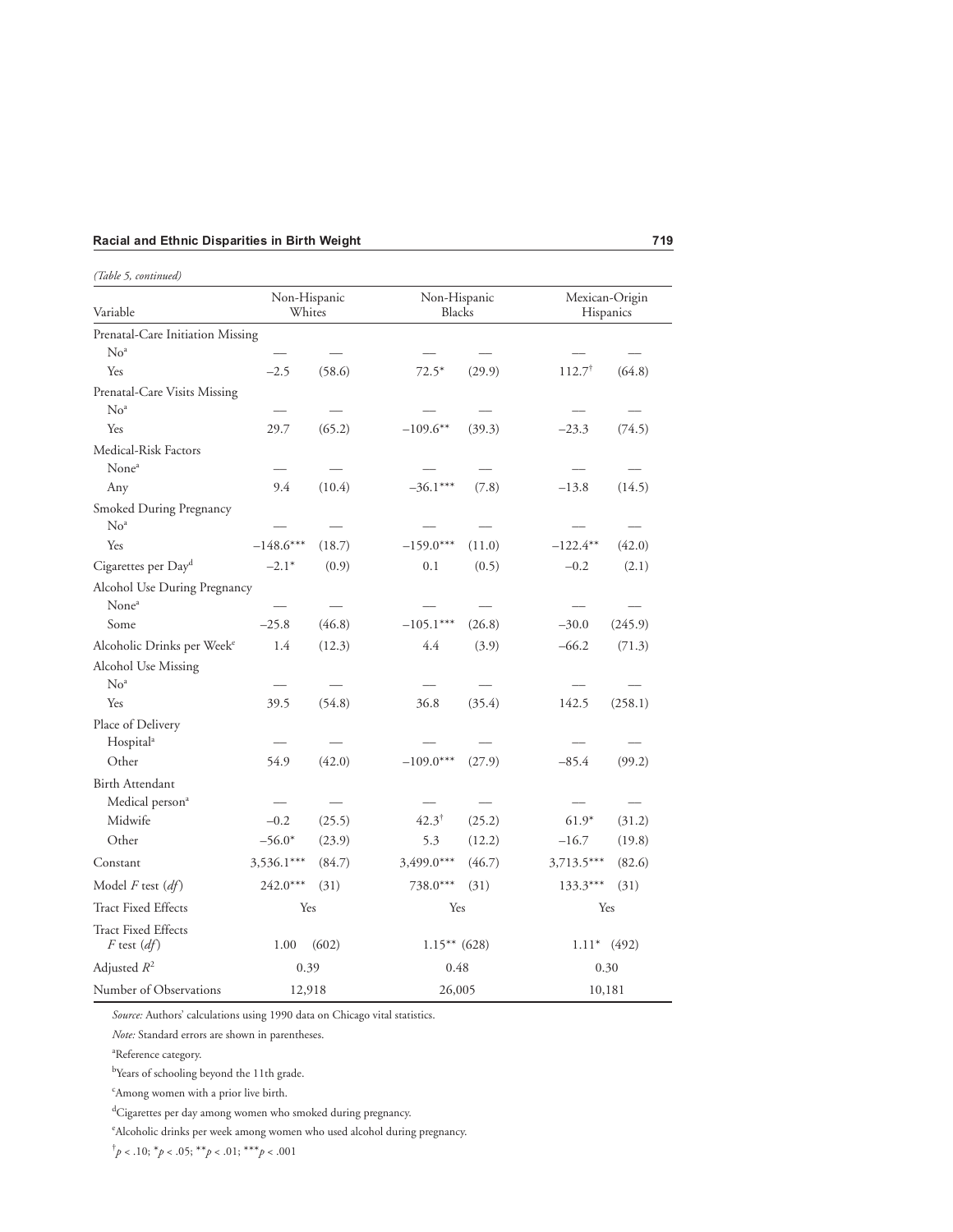*(Table 5, continued)*

| Variable | Non-Hispanic Whites | | Non-Hispanic Blacks | | Mexican-Origin Hispanics | |
|---|---|---|---|---|---|---|
| Prenatal-Care Initiation Missing | | | | | | |
| No[a] | — | — | — | — | — | — |
| Yes | –2.5 | (58.6) | 72.5* | (29.9) | 112.7[†] | (64.8) |
| Prenatal-Care Visits Missing | | | | | | |
| No[a] | — | — | — | — | — | — |
| Yes | 29.7 | (65.2) | –109.6** | (39.3) | –23.3 | (74.5) |
| Medical-Risk Factors | | | | | | |
| None[a] | — | — | — | — | — | — |
| Any | 9.4 | (10.4) | –36.1*** | (7.8) | –13.8 | (14.5) |
| Smoked During Pregnancy | | | | | | |
| No[a] | — | — | — | — | — | — |
| Yes | –148.6*** | (18.7) | –159.0*** | (11.0) | –122.4** | (42.0) |
| Cigarettes per Day[d] | –2.1* | (0.9) | 0.1 | (0.5) | –0.2 | (2.1) |
| Alcohol Use During Pregnancy | | | | | | |
| None[a] | — | — | — | — | — | — |
| Some | –25.8 | (46.8) | –105.1*** | (26.8) | –30.0 | (245.9) |
| Alcoholic Drinks per Week[e] | 1.4 | (12.3) | 4.4 | (3.9) | –66.2 | (71.3) |
| Alcohol Use Missing | | | | | | |
| No[a] | — | — | — | — | — | — |
| Yes | 39.5 | (54.8) | 36.8 | (35.4) | 142.5 | (258.1) |
| Place of Delivery | | | | | | |
| Hospital[a] | — | — | — | — | — | — |
| Other | 54.9 | (42.0) | –109.0*** | (27.9) | –85.4 | (99.2) |
| Birth Attendant | | | | | | |
| Medical person[a] | — | — | — | — | — | — |
| Midwife | –0.2 | (25.5) | 42.3[†] | (25.2) | 61.9* | (31.2) |
| Other | –56.0* | (23.9) | 5.3 | (12.2) | –16.7 | (19.8) |
| Constant | 3,536.1*** | (84.7) | 3,499.0*** | (46.7) | 3,713.5*** | (82.6) |
| Model $F$ test ($df$) | 242.0*** | (31) | 738.0*** | (31) | 133.3*** | (31) |
| Tract Fixed Effects | Yes | | Yes | | Yes | |
| Tract Fixed Effects $F$ test ($df$) | 1.00 | (602) | 1.15** | (628) | 1.11* | (492) |
| Adjusted $R^2$ | 0.39 | | 0.48 | | 0.30 | |
| Number of Observations | 12,918 | | 26,005 | | 10,181 | |

*Source:* Authors' calculations using 1990 data on Chicago vital statistics.

*Note:* Standard errors are shown in parentheses.

[a]Reference category.

[b]Years of schooling beyond the 11th grade.

[c]Among women with a prior live birth.

[d]Cigarettes per day among women who smoked during pregnancy.

[e]Alcoholic drinks per week among women who used alcohol during pregnancy.

[†]$p < .10$; *$p < .05$; **$p < .01$; ***$p < .001$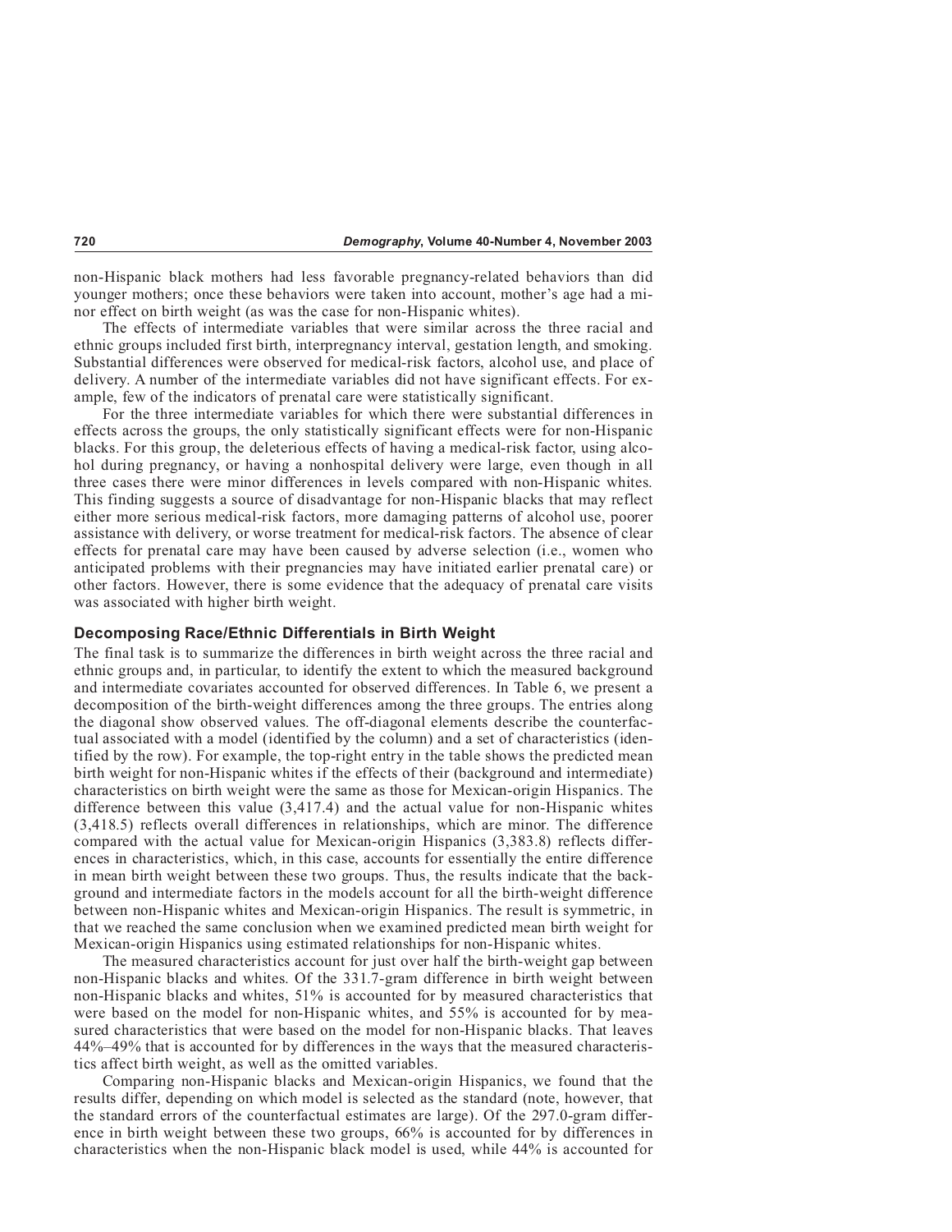non-Hispanic black mothers had less favorable pregnancy-related behaviors than did younger mothers; once these behaviors were taken into account, mother's age had a minor effect on birth weight (as was the case for non-Hispanic whites).

The effects of intermediate variables that were similar across the three racial and ethnic groups included first birth, interpregnancy interval, gestation length, and smoking. Substantial differences were observed for medical-risk factors, alcohol use, and place of delivery. A number of the intermediate variables did not have significant effects. For example, few of the indicators of prenatal care were statistically significant.

For the three intermediate variables for which there were substantial differences in effects across the groups, the only statistically significant effects were for non-Hispanic blacks. For this group, the deleterious effects of having a medical-risk factor, using alcohol during pregnancy, or having a nonhospital delivery were large, even though in all three cases there were minor differences in levels compared with non-Hispanic whites. This finding suggests a source of disadvantage for non-Hispanic blacks that may reflect either more serious medical-risk factors, more damaging patterns of alcohol use, poorer assistance with delivery, or worse treatment for medical-risk factors. The absence of clear effects for prenatal care may have been caused by adverse selection (i.e., women who anticipated problems with their pregnancies may have initiated earlier prenatal care) or other factors. However, there is some evidence that the adequacy of prenatal care visits was associated with higher birth weight.

## Decomposing Race/Ethnic Differentials in Birth Weight

The final task is to summarize the differences in birth weight across the three racial and ethnic groups and, in particular, to identify the extent to which the measured background and intermediate covariates accounted for observed differences. In Table 6, we present a decomposition of the birth-weight differences among the three groups. The entries along the diagonal show observed values. The off-diagonal elements describe the counterfactual associated with a model (identified by the column) and a set of characteristics (identified by the row). For example, the top-right entry in the table shows the predicted mean birth weight for non-Hispanic whites if the effects of their (background and intermediate) characteristics on birth weight were the same as those for Mexican-origin Hispanics. The difference between this value (3,417.4) and the actual value for non-Hispanic whites (3,418.5) reflects overall differences in relationships, which are minor. The difference compared with the actual value for Mexican-origin Hispanics (3,383.8) reflects differences in characteristics, which, in this case, accounts for essentially the entire difference in mean birth weight between these two groups. Thus, the results indicate that the background and intermediate factors in the models account for all the birth-weight difference between non-Hispanic whites and Mexican-origin Hispanics. The result is symmetric, in that we reached the same conclusion when we examined predicted mean birth weight for Mexican-origin Hispanics using estimated relationships for non-Hispanic whites.

The measured characteristics account for just over half the birth-weight gap between non-Hispanic blacks and whites. Of the 331.7-gram difference in birth weight between non-Hispanic blacks and whites, 51% is accounted for by measured characteristics that were based on the model for non-Hispanic whites, and 55% is accounted for by measured characteristics that were based on the model for non-Hispanic blacks. That leaves 44%–49% that is accounted for by differences in the ways that the measured characteristics affect birth weight, as well as the omitted variables.

Comparing non-Hispanic blacks and Mexican-origin Hispanics, we found that the results differ, depending on which model is selected as the standard (note, however, that the standard errors of the counterfactual estimates are large). Of the 297.0-gram difference in birth weight between these two groups, 66% is accounted for by differences in characteristics when the non-Hispanic black model is used, while 44% is accounted for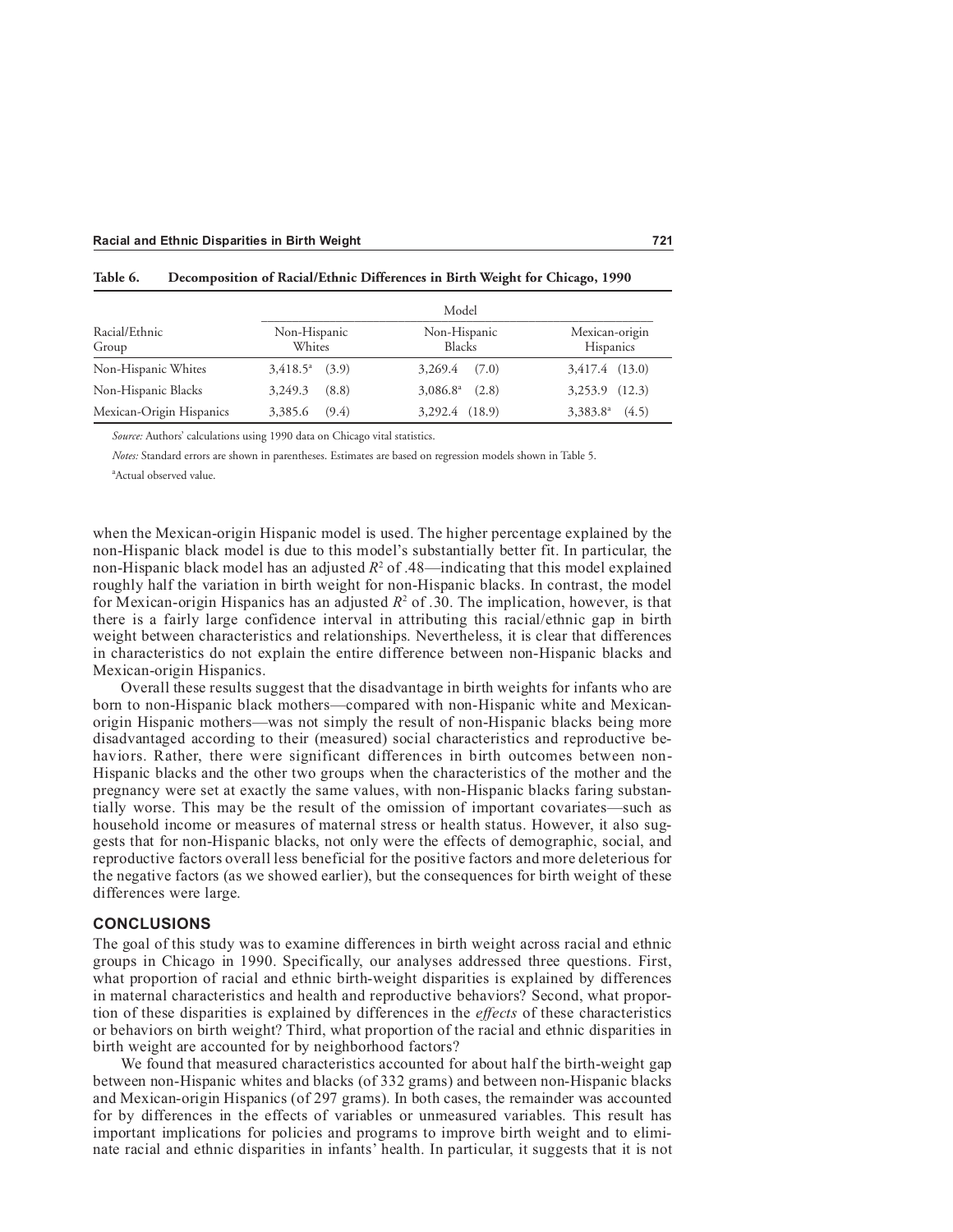**Table 6. Decomposition of Racial/Ethnic Differences in Birth Weight for Chicago, 1990**

| Racial/Ethnic Group | Model: Non-Hispanic Whites | Model: Non-Hispanic Blacks | Model: Mexican-origin Hispanics |
|---|---|---|---|
| Non-Hispanic Whites | 3,418.5[a] (3.9) | 3,269.4 (7.0) | 3,417.4 (13.0) |
| Non-Hispanic Blacks | 3,249.3 (8.8) | 3,086.8[a] (2.8) | 3,253.9 (12.3) |
| Mexican-Origin Hispanics | 3,385.6 (9.4) | 3,292.4 (18.9) | 3,383.8[a] (4.5) |

*Source:* Authors' calculations using 1990 data on Chicago vital statistics.

*Notes:* Standard errors are shown in parentheses. Estimates are based on regression models shown in Table 5.

[a]Actual observed value.

when the Mexican-origin Hispanic model is used. The higher percentage explained by the non-Hispanic black model is due to this model's substantially better fit. In particular, the non-Hispanic black model has an adjusted $R^2$ of .48—indicating that this model explained roughly half the variation in birth weight for non-Hispanic blacks. In contrast, the model for Mexican-origin Hispanics has an adjusted $R^2$ of .30. The implication, however, is that there is a fairly large confidence interval in attributing this racial/ethnic gap in birth weight between characteristics and relationships. Nevertheless, it is clear that differences in characteristics do not explain the entire difference between non-Hispanic blacks and Mexican-origin Hispanics.

Overall these results suggest that the disadvantage in birth weights for infants who are born to non-Hispanic black mothers—compared with non-Hispanic white and Mexican-origin Hispanic mothers—was not simply the result of non-Hispanic blacks being more disadvantaged according to their (measured) social characteristics and reproductive behaviors. Rather, there were significant differences in birth outcomes between non-Hispanic blacks and the other two groups when the characteristics of the mother and the pregnancy were set at exactly the same values, with non-Hispanic blacks faring substantially worse. This may be the result of the omission of important covariates—such as household income or measures of maternal stress or health status. However, it also suggests that for non-Hispanic blacks, not only were the effects of demographic, social, and reproductive factors overall less beneficial for the positive factors and more deleterious for the negative factors (as we showed earlier), but the consequences for birth weight of these differences were large.

## CONCLUSIONS

The goal of this study was to examine differences in birth weight across racial and ethnic groups in Chicago in 1990. Specifically, our analyses addressed three questions. First, what proportion of racial and ethnic birth-weight disparities is explained by differences in maternal characteristics and health and reproductive behaviors? Second, what proportion of these disparities is explained by differences in the *effects* of these characteristics or behaviors on birth weight? Third, what proportion of the racial and ethnic disparities in birth weight are accounted for by neighborhood factors?

We found that measured characteristics accounted for about half the birth-weight gap between non-Hispanic whites and blacks (of 332 grams) and between non-Hispanic blacks and Mexican-origin Hispanics (of 297 grams). In both cases, the remainder was accounted for by differences in the effects of variables or unmeasured variables. This result has important implications for policies and programs to improve birth weight and to eliminate racial and ethnic disparities in infants' health. In particular, it suggests that it is not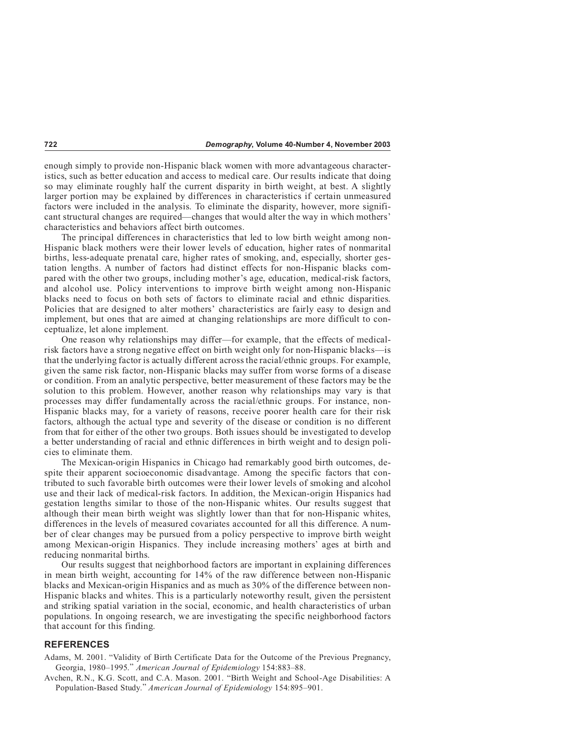enough simply to provide non-Hispanic black women with more advantageous characteristics, such as better education and access to medical care. Our results indicate that doing so may eliminate roughly half the current disparity in birth weight, at best. A slightly larger portion may be explained by differences in characteristics if certain unmeasured factors were included in the analysis. To eliminate the disparity, however, more significant structural changes are required—changes that would alter the way in which mothers' characteristics and behaviors affect birth outcomes.

The principal differences in characteristics that led to low birth weight among non-Hispanic black mothers were their lower levels of education, higher rates of nonmarital births, less-adequate prenatal care, higher rates of smoking, and, especially, shorter gestation lengths. A number of factors had distinct effects for non-Hispanic blacks compared with the other two groups, including mother's age, education, medical-risk factors, and alcohol use. Policy interventions to improve birth weight among non-Hispanic blacks need to focus on both sets of factors to eliminate racial and ethnic disparities. Policies that are designed to alter mothers' characteristics are fairly easy to design and implement, but ones that are aimed at changing relationships are more difficult to conceptualize, let alone implement.

One reason why relationships may differ—for example, that the effects of medical-risk factors have a strong negative effect on birth weight only for non-Hispanic blacks—is that the underlying factor is actually different across the racial/ethnic groups. For example, given the same risk factor, non-Hispanic blacks may suffer from worse forms of a disease or condition. From an analytic perspective, better measurement of these factors may be the solution to this problem. However, another reason why relationships may vary is that processes may differ fundamentally across the racial/ethnic groups. For instance, non-Hispanic blacks may, for a variety of reasons, receive poorer health care for their risk factors, although the actual type and severity of the disease or condition is no different from that for either of the other two groups. Both issues should be investigated to develop a better understanding of racial and ethnic differences in birth weight and to design policies to eliminate them.

The Mexican-origin Hispanics in Chicago had remarkably good birth outcomes, despite their apparent socioeconomic disadvantage. Among the specific factors that contributed to such favorable birth outcomes were their lower levels of smoking and alcohol use and their lack of medical-risk factors. In addition, the Mexican-origin Hispanics had gestation lengths similar to those of the non-Hispanic whites. Our results suggest that although their mean birth weight was slightly lower than that for non-Hispanic whites, differences in the levels of measured covariates accounted for all this difference. A number of clear changes may be pursued from a policy perspective to improve birth weight among Mexican-origin Hispanics. They include increasing mothers' ages at birth and reducing nonmarital births.

Our results suggest that neighborhood factors are important in explaining differences in mean birth weight, accounting for 14% of the raw difference between non-Hispanic blacks and Mexican-origin Hispanics and as much as 30% of the difference between non-Hispanic blacks and whites. This is a particularly noteworthy result, given the persistent and striking spatial variation in the social, economic, and health characteristics of urban populations. In ongoing research, we are investigating the specific neighborhood factors that account for this finding.

## REFERENCES

Adams, M. 2001. "Validity of Birth Certificate Data for the Outcome of the Previous Pregnancy, Georgia, 1980–1995." *American Journal of Epidemiology* 154:883–88.

Avchen, R.N., K.G. Scott, and C.A. Mason. 2001. "Birth Weight and School-Age Disabilities: A Population-Based Study." *American Journal of Epidemiology* 154:895–901.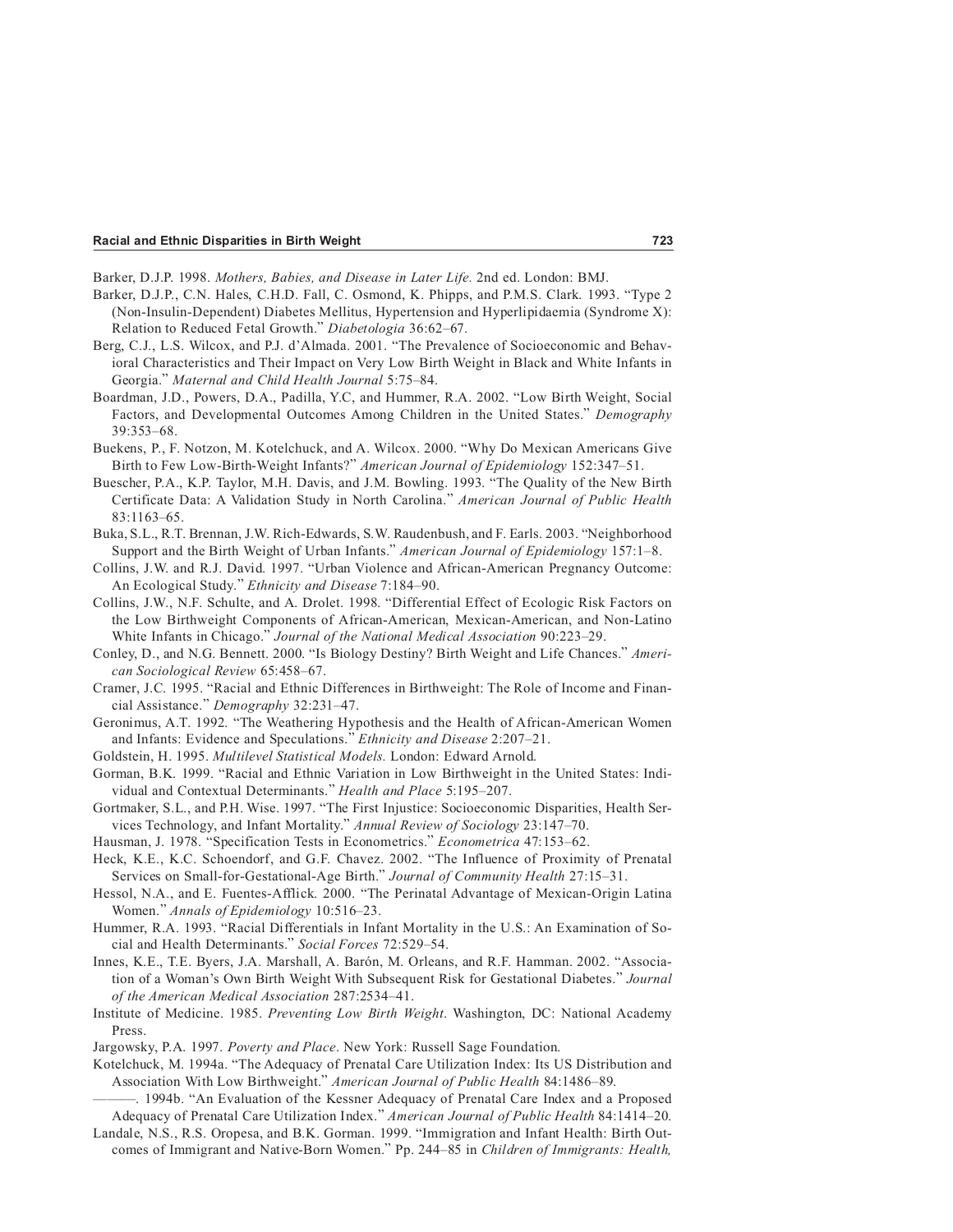Barker, D.J.P. 1998. *Mothers, Babies, and Disease in Later Life.* 2nd ed. London: BMJ.

Barker, D.J.P., C.N. Hales, C.H.D. Fall, C. Osmond, K. Phipps, and P.M.S. Clark. 1993. "Type 2 (Non-Insulin-Dependent) Diabetes Mellitus, Hypertension and Hyperlipidaemia (Syndrome X): Relation to Reduced Fetal Growth." *Diabetologia* 36:62–67.

Berg, C.J., L.S. Wilcox, and P.J. d'Almada. 2001. "The Prevalence of Socioeconomic and Behavioral Characteristics and Their Impact on Very Low Birth Weight in Black and White Infants in Georgia." *Maternal and Child Health Journal* 5:75–84.

Boardman, J.D., Powers, D.A., Padilla, Y.C, and Hummer, R.A. 2002. "Low Birth Weight, Social Factors, and Developmental Outcomes Among Children in the United States." *Demography* 39:353–68.

Buekens, P., F. Notzon, M. Kotelchuck, and A. Wilcox. 2000. "Why Do Mexican Americans Give Birth to Few Low-Birth-Weight Infants?" *American Journal of Epidemiology* 152:347–51.

Buescher, P.A., K.P. Taylor, M.H. Davis, and J.M. Bowling. 1993. "The Quality of the New Birth Certificate Data: A Validation Study in North Carolina." *American Journal of Public Health* 83:1163–65.

Buka, S.L., R.T. Brennan, J.W. Rich-Edwards, S.W. Raudenbush, and F. Earls. 2003. "Neighborhood Support and the Birth Weight of Urban Infants." *American Journal of Epidemiology* 157:1–8.

Collins, J.W. and R.J. David. 1997. "Urban Violence and African-American Pregnancy Outcome: An Ecological Study." *Ethnicity and Disease* 7:184–90.

Collins, J.W., N.F. Schulte, and A. Drolet. 1998. "Differential Effect of Ecologic Risk Factors on the Low Birthweight Components of African-American, Mexican-American, and Non-Latino White Infants in Chicago." *Journal of the National Medical Association* 90:223–29.

Conley, D., and N.G. Bennett. 2000. "Is Biology Destiny? Birth Weight and Life Chances." *American Sociological Review* 65:458–67.

Cramer, J.C. 1995. "Racial and Ethnic Differences in Birthweight: The Role of Income and Financial Assistance." *Demography* 32:231–47.

Geronimus, A.T. 1992. "The Weathering Hypothesis and the Health of African-American Women and Infants: Evidence and Speculations." *Ethnicity and Disease* 2:207–21.

Goldstein, H. 1995. *Multilevel Statistical Models.* London: Edward Arnold.

Gorman, B.K. 1999. "Racial and Ethnic Variation in Low Birthweight in the United States: Individual and Contextual Determinants." *Health and Place* 5:195–207.

Gortmaker, S.L., and P.H. Wise. 1997. "The First Injustice: Socioeconomic Disparities, Health Services Technology, and Infant Mortality." *Annual Review of Sociology* 23:147–70.

Hausman, J. 1978. "Specification Tests in Econometrics." *Econometrica* 47:153–62.

Heck, K.E., K.C. Schoendorf, and G.F. Chavez. 2002. "The Influence of Proximity of Prenatal Services on Small-for-Gestational-Age Birth." *Journal of Community Health* 27:15–31.

Hessol, N.A., and E. Fuentes-Afflick. 2000. "The Perinatal Advantage of Mexican-Origin Latina Women." *Annals of Epidemiology* 10:516–23.

Hummer, R.A. 1993. "Racial Differentials in Infant Mortality in the U.S.: An Examination of Social and Health Determinants." *Social Forces* 72:529–54.

Innes, K.E., T.E. Byers, J.A. Marshall, A. Barón, M. Orleans, and R.F. Hamman. 2002. "Association of a Woman's Own Birth Weight With Subsequent Risk for Gestational Diabetes." *Journal of the American Medical Association* 287:2534–41.

Institute of Medicine. 1985. *Preventing Low Birth Weight*. Washington, DC: National Academy Press.

Jargowsky, P.A. 1997. *Poverty and Place*. New York: Russell Sage Foundation.

Kotelchuck, M. 1994a. "The Adequacy of Prenatal Care Utilization Index: Its US Distribution and Association With Low Birthweight." *American Journal of Public Health* 84:1486–89.

———. 1994b. "An Evaluation of the Kessner Adequacy of Prenatal Care Index and a Proposed Adequacy of Prenatal Care Utilization Index." *American Journal of Public Health* 84:1414–20.

Landale, N.S., R.S. Oropesa, and B.K. Gorman. 1999. "Immigration and Infant Health: Birth Outcomes of Immigrant and Native-Born Women." Pp. 244–85 in *Children of Immigrants: Health,*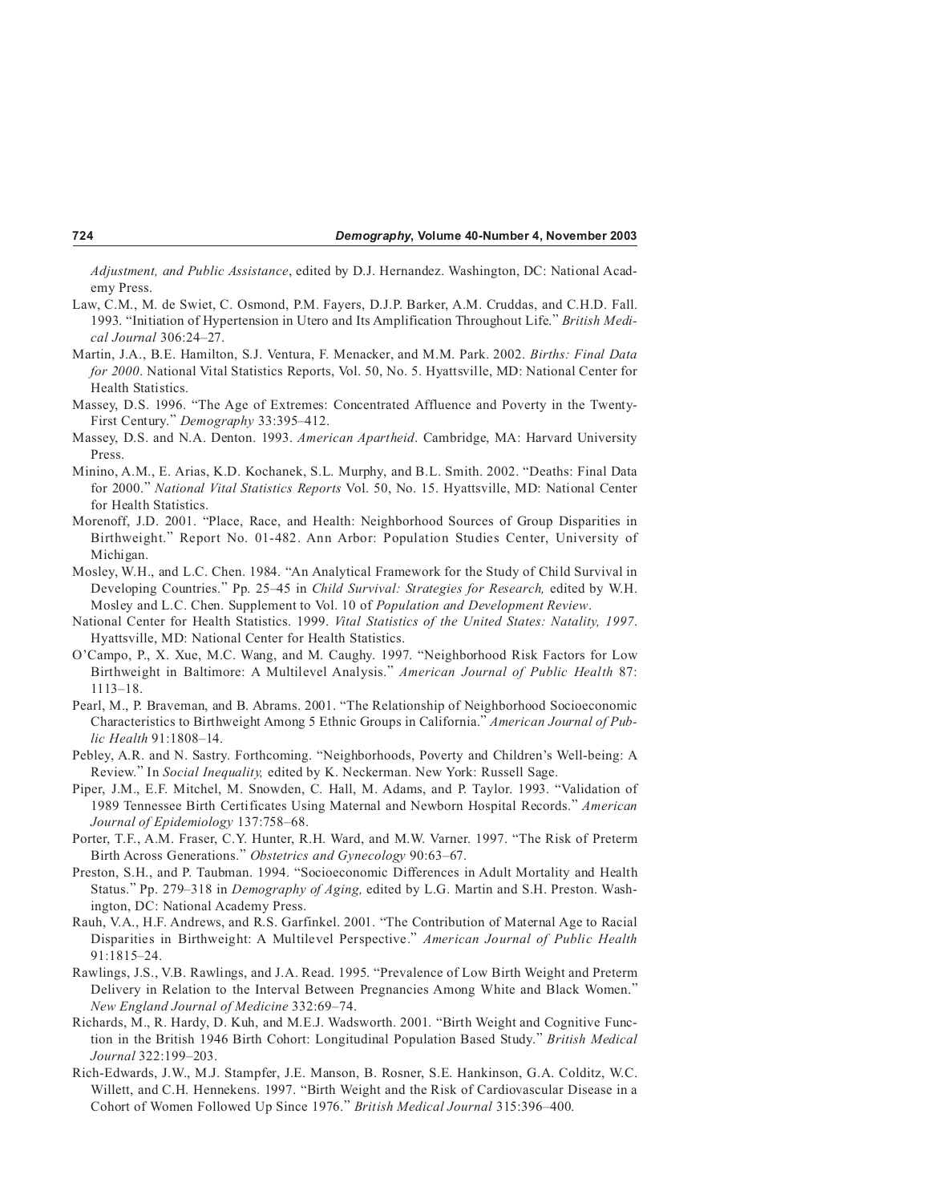*Adjustment, and Public Assistance*, edited by D.J. Hernandez. Washington, DC: National Academy Press.

Law, C.M., M. de Swiet, C. Osmond, P.M. Fayers, D.J.P. Barker, A.M. Cruddas, and C.H.D. Fall. 1993. "Initiation of Hypertension in Utero and Its Amplification Throughout Life." *British Medical Journal* 306:24–27.

Martin, J.A., B.E. Hamilton, S.J. Ventura, F. Menacker, and M.M. Park. 2002. *Births: Final Data for 2000*. National Vital Statistics Reports, Vol. 50, No. 5. Hyattsville, MD: National Center for Health Statistics.

Massey, D.S. 1996. "The Age of Extremes: Concentrated Affluence and Poverty in the Twenty-First Century." *Demography* 33:395–412.

Massey, D.S. and N.A. Denton. 1993. *American Apartheid*. Cambridge, MA: Harvard University Press.

Minino, A.M., E. Arias, K.D. Kochanek, S.L. Murphy, and B.L. Smith. 2002. "Deaths: Final Data for 2000." *National Vital Statistics Reports* Vol. 50, No. 15. Hyattsville, MD: National Center for Health Statistics.

Morenoff, J.D. 2001. "Place, Race, and Health: Neighborhood Sources of Group Disparities in Birthweight." Report No. 01-482. Ann Arbor: Population Studies Center, University of Michigan.

Mosley, W.H., and L.C. Chen. 1984. "An Analytical Framework for the Study of Child Survival in Developing Countries." Pp. 25–45 in *Child Survival: Strategies for Research,* edited by W.H. Mosley and L.C. Chen. Supplement to Vol. 10 of *Population and Development Review*.

National Center for Health Statistics. 1999. *Vital Statistics of the United States: Natality, 1997*. Hyattsville, MD: National Center for Health Statistics.

O'Campo, P., X. Xue, M.C. Wang, and M. Caughy. 1997. "Neighborhood Risk Factors for Low Birthweight in Baltimore: A Multilevel Analysis." *American Journal of Public Health* 87: 1113–18.

Pearl, M., P. Braveman, and B. Abrams. 2001. "The Relationship of Neighborhood Socioeconomic Characteristics to Birthweight Among 5 Ethnic Groups in California." *American Journal of Public Health* 91:1808–14.

Pebley, A.R. and N. Sastry. Forthcoming. "Neighborhoods, Poverty and Children's Well-being: A Review." In *Social Inequality,* edited by K. Neckerman. New York: Russell Sage.

Piper, J.M., E.F. Mitchel, M. Snowden, C. Hall, M. Adams, and P. Taylor. 1993. "Validation of 1989 Tennessee Birth Certificates Using Maternal and Newborn Hospital Records." *American Journal of Epidemiology* 137:758–68.

Porter, T.F., A.M. Fraser, C.Y. Hunter, R.H. Ward, and M.W. Varner. 1997. "The Risk of Preterm Birth Across Generations." *Obstetrics and Gynecology* 90:63–67.

Preston, S.H., and P. Taubman. 1994. "Socioeconomic Differences in Adult Mortality and Health Status." Pp. 279–318 in *Demography of Aging,* edited by L.G. Martin and S.H. Preston. Washington, DC: National Academy Press.

Rauh, V.A., H.F. Andrews, and R.S. Garfinkel. 2001. "The Contribution of Maternal Age to Racial Disparities in Birthweight: A Multilevel Perspective." *American Journal of Public Health* 91:1815–24.

Rawlings, J.S., V.B. Rawlings, and J.A. Read. 1995. "Prevalence of Low Birth Weight and Preterm Delivery in Relation to the Interval Between Pregnancies Among White and Black Women." *New England Journal of Medicine* 332:69–74.

Richards, M., R. Hardy, D. Kuh, and M.E.J. Wadsworth. 2001. "Birth Weight and Cognitive Function in the British 1946 Birth Cohort: Longitudinal Population Based Study." *British Medical Journal* 322:199–203.

Rich-Edwards, J.W., M.J. Stampfer, J.E. Manson, B. Rosner, S.E. Hankinson, G.A. Colditz, W.C. Willett, and C.H. Hennekens. 1997. "Birth Weight and the Risk of Cardiovascular Disease in a Cohort of Women Followed Up Since 1976." *British Medical Journal* 315:396–400.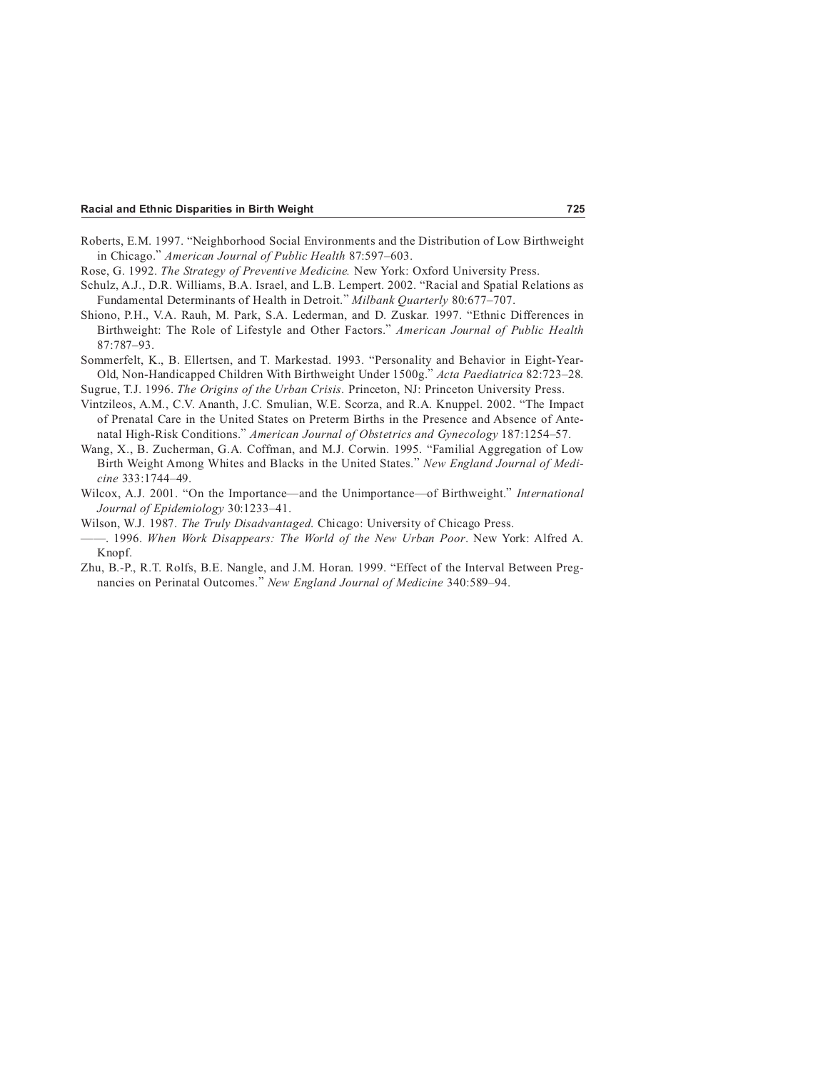Roberts, E.M. 1997. "Neighborhood Social Environments and the Distribution of Low Birthweight in Chicago." *American Journal of Public Health* 87:597–603.

Rose, G. 1992. *The Strategy of Preventive Medicine.* New York: Oxford University Press.

Schulz, A.J., D.R. Williams, B.A. Israel, and L.B. Lempert. 2002. "Racial and Spatial Relations as Fundamental Determinants of Health in Detroit." *Milbank Quarterly* 80:677–707.

Shiono, P.H., V.A. Rauh, M. Park, S.A. Lederman, and D. Zuskar. 1997. "Ethnic Differences in Birthweight: The Role of Lifestyle and Other Factors." *American Journal of Public Health* 87:787–93.

Sommerfelt, K., B. Ellertsen, and T. Markestad. 1993. "Personality and Behavior in Eight-Year-Old, Non-Handicapped Children With Birthweight Under 1500g." *Acta Paediatrica* 82:723–28.

Sugrue, T.J. 1996. *The Origins of the Urban Crisis*. Princeton, NJ: Princeton University Press.

Vintzileos, A.M., C.V. Ananth, J.C. Smulian, W.E. Scorza, and R.A. Knuppel. 2002. "The Impact of Prenatal Care in the United States on Preterm Births in the Presence and Absence of Antenatal High-Risk Conditions." *American Journal of Obstetrics and Gynecology* 187:1254–57.

Wang, X., B. Zucherman, G.A. Coffman, and M.J. Corwin. 1995. "Familial Aggregation of Low Birth Weight Among Whites and Blacks in the United States." *New England Journal of Medicine* 333:1744–49.

Wilcox, A.J. 2001. "On the Importance—and the Unimportance—of Birthweight." *International Journal of Epidemiology* 30:1233–41.

Wilson, W.J. 1987. *The Truly Disadvantaged*. Chicago: University of Chicago Press.

——. 1996. *When Work Disappears: The World of the New Urban Poor*. New York: Alfred A. Knopf.

Zhu, B.-P., R.T. Rolfs, B.E. Nangle, and J.M. Horan. 1999. "Effect of the Interval Between Pregnancies on Perinatal Outcomes." *New England Journal of Medicine* 340:589–94.